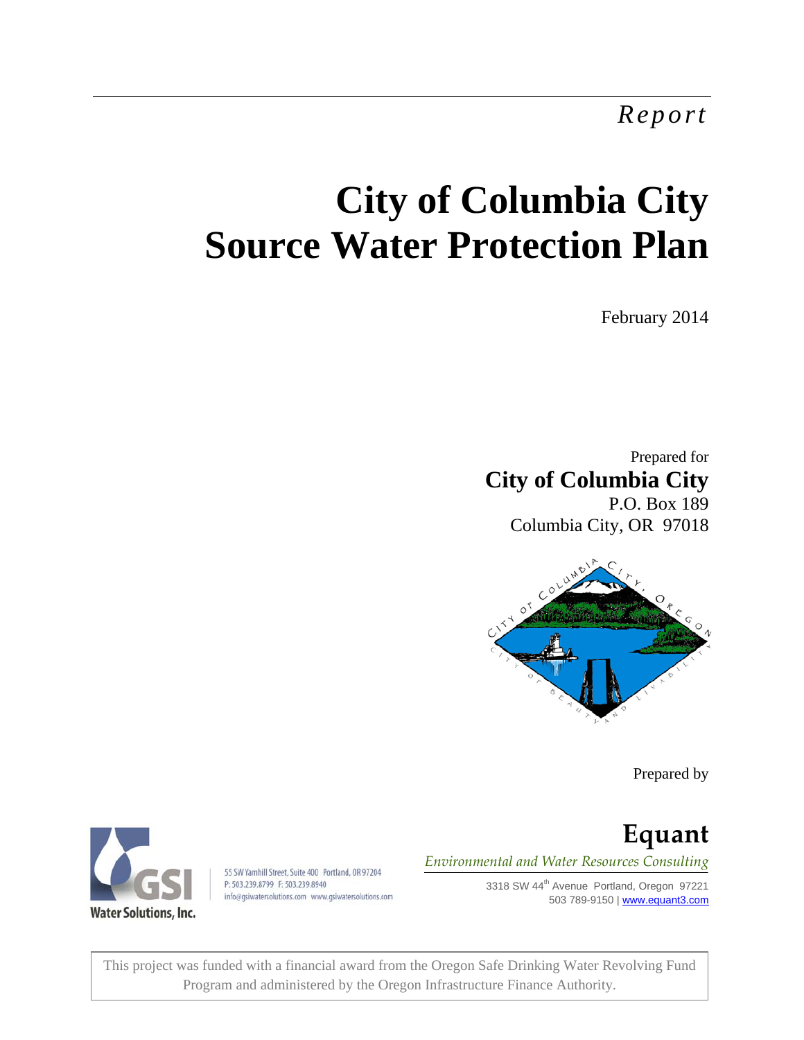*Report*

# City of Columbia City Source Water Protection Plan

February 2014

Prepared for

**City of Columbia City**
P.O. Box 189
Columbia City, OR 97018

Prepared by

GSI Water Solutions, Inc.
55 SW Yamhill Street, Suite 400 Portland, OR 97204
P: 503.239.8799 F: 503.239.8940
info@gsiwatersolutions.com www.gsiwatersolutions.com

**Equant**
*Environmental and Water Resources Consulting*
3318 SW 44th Avenue Portland, Oregon 97221
503 789-9150 | www.equant3.com

This project was funded with a financial award from the Oregon Safe Drinking Water Revolving Fund Program and administered by the Oregon Infrastructure Finance Authority.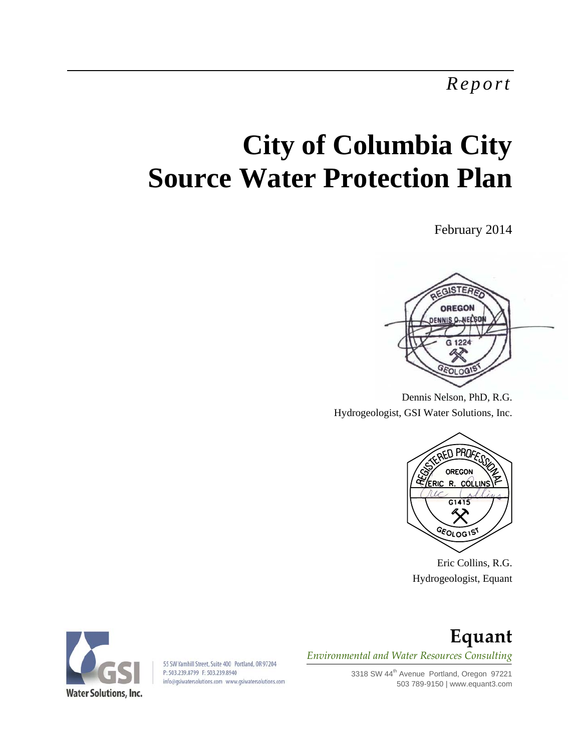*Report*

# City of Columbia City Source Water Protection Plan

February 2014

REGISTERED OREGON DENNIS O. NELSON G 1224 GEOLOGIST

Dennis Nelson, PhD, R.G.
Hydrogeologist, GSI Water Solutions, Inc.

REGISTERED PROFESSIONAL OREGON ERIC R. COLLINS G1415 GEOLOGIST

Eric Collins, R.G.
Hydrogeologist, Equant

GSI Water Solutions, Inc.

55 SW Yamhill Street, Suite 400 Portland, OR 97204
P: 503.239.8799 F: 503.239.8940
info@gsiwatersolutions.com www.gsiwatersolutions.com

**Equant**

*Environmental and Water Resources Consulting*

3318 SW 44th Avenue Portland, Oregon 97221
503 789-9150 | www.equant3.com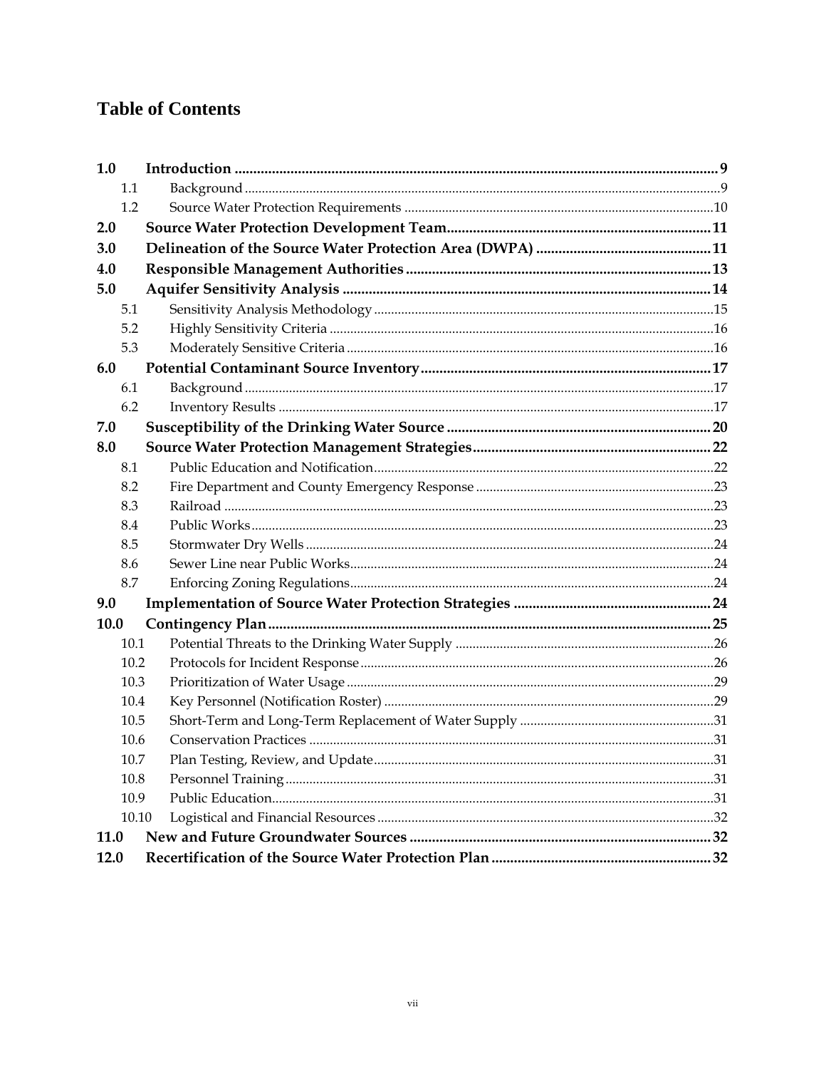# Table of Contents

- **1.0 Introduction** ... **9**
  - 1.1 Background ... 9
  - 1.2 Source Water Protection Requirements ... 10
- **2.0 Source Water Protection Development Team** ... **11**
- **3.0 Delineation of the Source Water Protection Area (DWPA)** ... **11**
- **4.0 Responsible Management Authorities** ... **13**
- **5.0 Aquifer Sensitivity Analysis** ... **14**
  - 5.1 Sensitivity Analysis Methodology ... 15
  - 5.2 Highly Sensitivity Criteria ... 16
  - 5.3 Moderately Sensitive Criteria ... 16
- **6.0 Potential Contaminant Source Inventory** ... **17**
  - 6.1 Background ... 17
  - 6.2 Inventory Results ... 17
- **7.0 Susceptibility of the Drinking Water Source** ... **20**
- **8.0 Source Water Protection Management Strategies** ... **22**
  - 8.1 Public Education and Notification ... 22
  - 8.2 Fire Department and County Emergency Response ... 23
  - 8.3 Railroad ... 23
  - 8.4 Public Works ... 23
  - 8.5 Stormwater Dry Wells ... 24
  - 8.6 Sewer Line near Public Works ... 24
  - 8.7 Enforcing Zoning Regulations ... 24
- **9.0 Implementation of Source Water Protection Strategies** ... **24**
- **10.0 Contingency Plan** ... **25**
  - 10.1 Potential Threats to the Drinking Water Supply ... 26
  - 10.2 Protocols for Incident Response ... 26
  - 10.3 Prioritization of Water Usage ... 29
  - 10.4 Key Personnel (Notification Roster) ... 29
  - 10.5 Short-Term and Long-Term Replacement of Water Supply ... 31
  - 10.6 Conservation Practices ... 31
  - 10.7 Plan Testing, Review, and Update ... 31
  - 10.8 Personnel Training ... 31
  - 10.9 Public Education ... 31
  - 10.10 Logistical and Financial Resources ... 32
- **11.0 New and Future Groundwater Sources** ... **32**
- **12.0 Recertification of the Source Water Protection Plan** ... **32**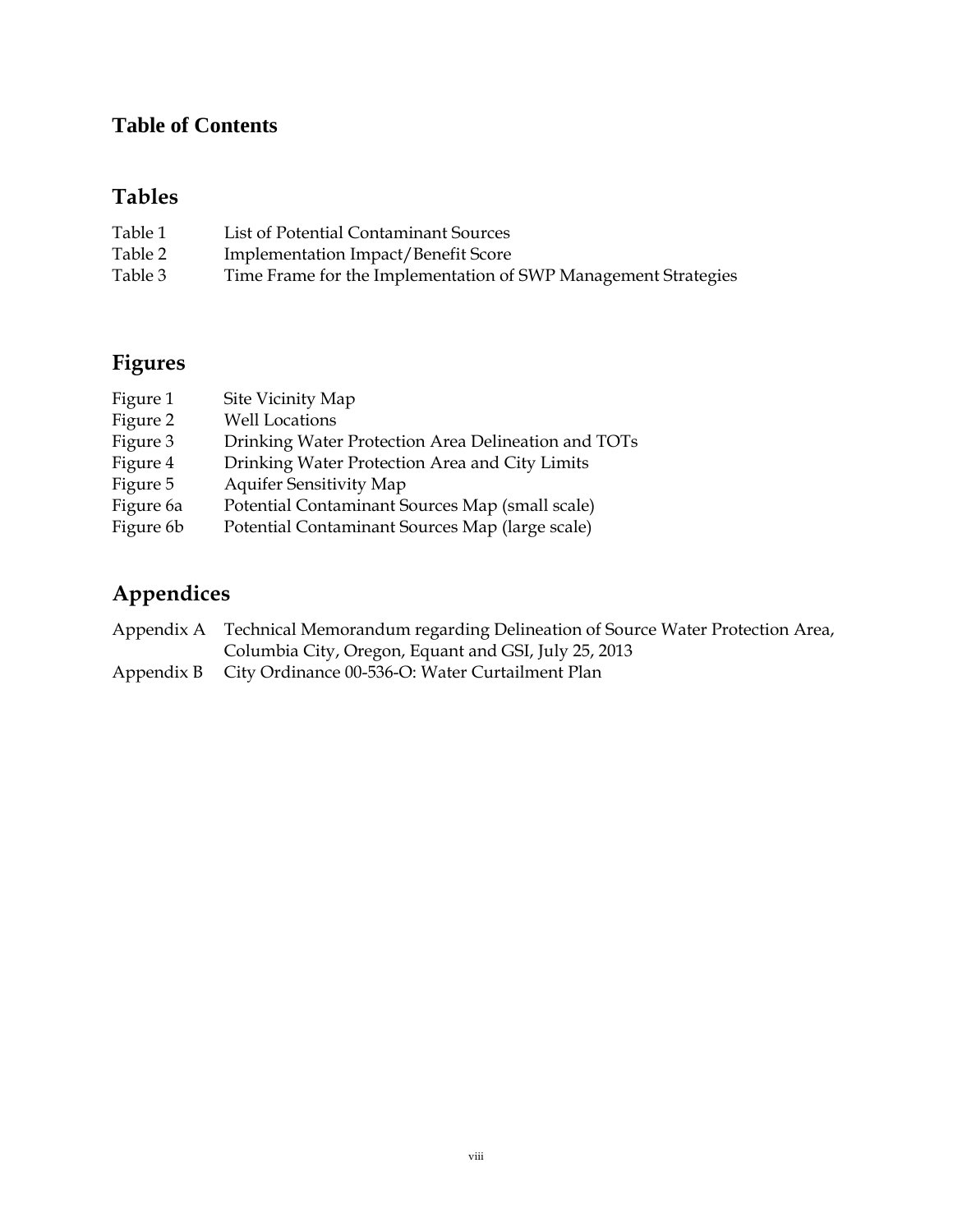# Table of Contents

## Tables

| | |
|---|---|
| Table 1 | List of Potential Contaminant Sources |
| Table 2 | Implementation Impact/Benefit Score |
| Table 3 | Time Frame for the Implementation of SWP Management Strategies |

## Figures

| | |
|---|---|
| Figure 1 | Site Vicinity Map |
| Figure 2 | Well Locations |
| Figure 3 | Drinking Water Protection Area Delineation and TOTs |
| Figure 4 | Drinking Water Protection Area and City Limits |
| Figure 5 | Aquifer Sensitivity Map |
| Figure 6a | Potential Contaminant Sources Map (small scale) |
| Figure 6b | Potential Contaminant Sources Map (large scale) |

## Appendices

| | |
|---|---|
| Appendix A | Technical Memorandum regarding Delineation of Source Water Protection Area, Columbia City, Oregon, Equant and GSI, July 25, 2013 |
| Appendix B | City Ordinance 00-536-O: Water Curtailment Plan |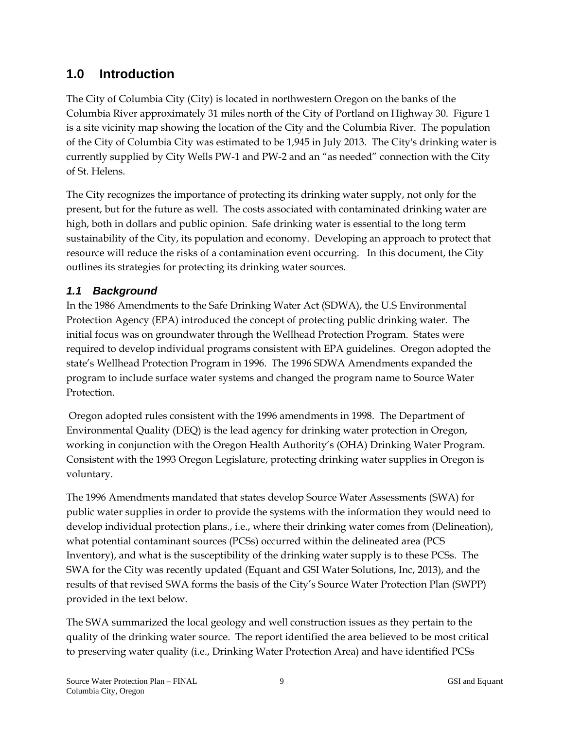## 1.0 Introduction

The City of Columbia City (City) is located in northwestern Oregon on the banks of the Columbia River approximately 31 miles north of the City of Portland on Highway 30. Figure 1 is a site vicinity map showing the location of the City and the Columbia River. The population of the City of Columbia City was estimated to be 1,945 in July 2013. The City's drinking water is currently supplied by City Wells PW-1 and PW-2 and an "as needed" connection with the City of St. Helens.

The City recognizes the importance of protecting its drinking water supply, not only for the present, but for the future as well. The costs associated with contaminated drinking water are high, both in dollars and public opinion. Safe drinking water is essential to the long term sustainability of the City, its population and economy. Developing an approach to protect that resource will reduce the risks of a contamination event occurring. In this document, the City outlines its strategies for protecting its drinking water sources.

### *1.1 Background*

In the 1986 Amendments to the Safe Drinking Water Act (SDWA), the U.S Environmental Protection Agency (EPA) introduced the concept of protecting public drinking water. The initial focus was on groundwater through the Wellhead Protection Program. States were required to develop individual programs consistent with EPA guidelines. Oregon adopted the state's Wellhead Protection Program in 1996. The 1996 SDWA Amendments expanded the program to include surface water systems and changed the program name to Source Water Protection.

Oregon adopted rules consistent with the 1996 amendments in 1998. The Department of Environmental Quality (DEQ) is the lead agency for drinking water protection in Oregon, working in conjunction with the Oregon Health Authority's (OHA) Drinking Water Program. Consistent with the 1993 Oregon Legislature, protecting drinking water supplies in Oregon is voluntary.

The 1996 Amendments mandated that states develop Source Water Assessments (SWA) for public water supplies in order to provide the systems with the information they would need to develop individual protection plans., i.e., where their drinking water comes from (Delineation), what potential contaminant sources (PCSs) occurred within the delineated area (PCS Inventory), and what is the susceptibility of the drinking water supply is to these PCSs. The SWA for the City was recently updated (Equant and GSI Water Solutions, Inc, 2013), and the results of that revised SWA forms the basis of the City's Source Water Protection Plan (SWPP) provided in the text below.

The SWA summarized the local geology and well construction issues as they pertain to the quality of the drinking water source. The report identified the area believed to be most critical to preserving water quality (i.e., Drinking Water Protection Area) and have identified PCSs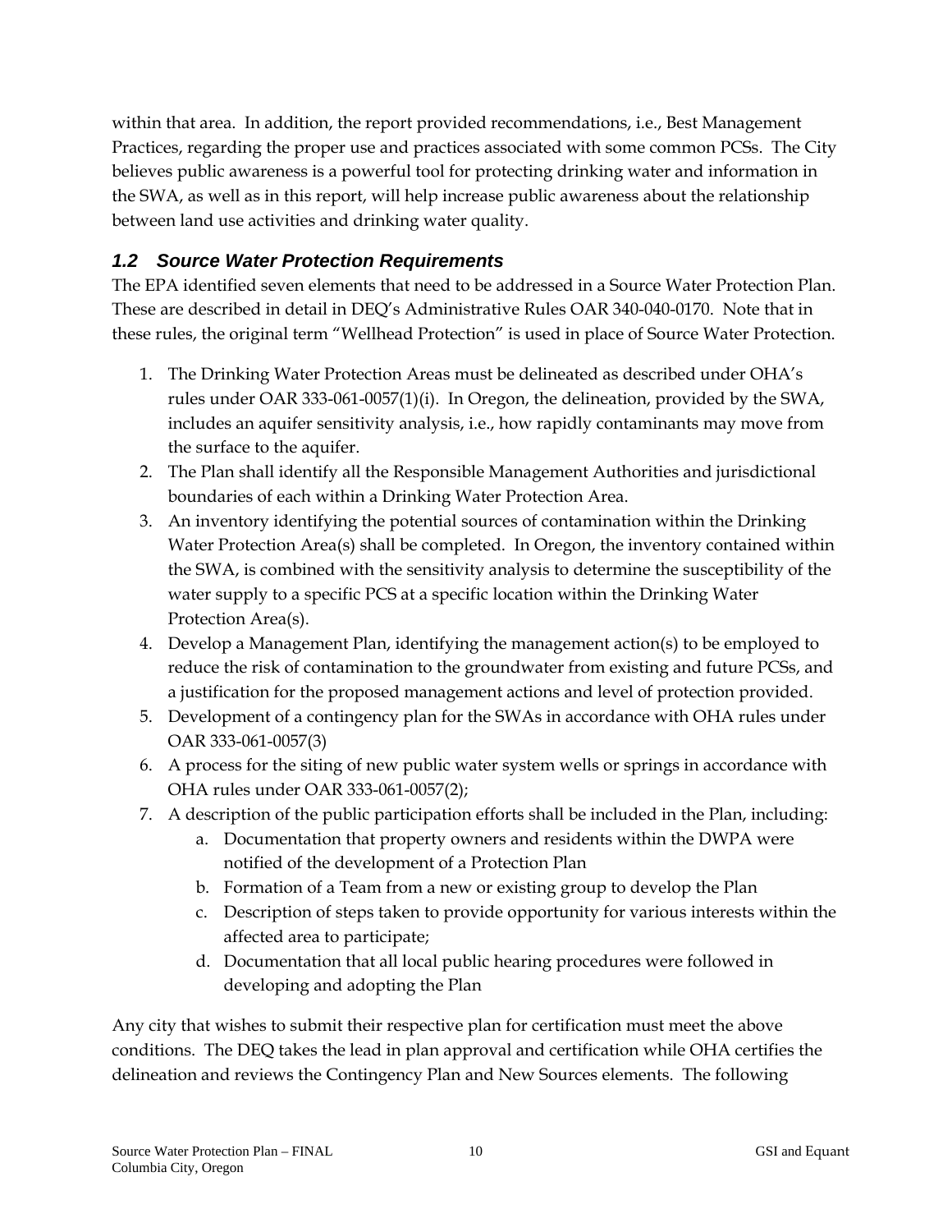within that area. In addition, the report provided recommendations, i.e., Best Management Practices, regarding the proper use and practices associated with some common PCSs. The City believes public awareness is a powerful tool for protecting drinking water and information in the SWA, as well as in this report, will help increase public awareness about the relationship between land use activities and drinking water quality.

## *1.2 Source Water Protection Requirements*

The EPA identified seven elements that need to be addressed in a Source Water Protection Plan. These are described in detail in DEQ's Administrative Rules OAR 340-040-0170. Note that in these rules, the original term "Wellhead Protection" is used in place of Source Water Protection.

1. The Drinking Water Protection Areas must be delineated as described under OHA's rules under OAR 333-061-0057(1)(i). In Oregon, the delineation, provided by the SWA, includes an aquifer sensitivity analysis, i.e., how rapidly contaminants may move from the surface to the aquifer.
2. The Plan shall identify all the Responsible Management Authorities and jurisdictional boundaries of each within a Drinking Water Protection Area.
3. An inventory identifying the potential sources of contamination within the Drinking Water Protection Area(s) shall be completed. In Oregon, the inventory contained within the SWA, is combined with the sensitivity analysis to determine the susceptibility of the water supply to a specific PCS at a specific location within the Drinking Water Protection Area(s).
4. Develop a Management Plan, identifying the management action(s) to be employed to reduce the risk of contamination to the groundwater from existing and future PCSs, and a justification for the proposed management actions and level of protection provided.
5. Development of a contingency plan for the SWAs in accordance with OHA rules under OAR 333-061-0057(3)
6. A process for the siting of new public water system wells or springs in accordance with OHA rules under OAR 333-061-0057(2);
7. A description of the public participation efforts shall be included in the Plan, including:
    a. Documentation that property owners and residents within the DWPA were notified of the development of a Protection Plan
    b. Formation of a Team from a new or existing group to develop the Plan
    c. Description of steps taken to provide opportunity for various interests within the affected area to participate;
    d. Documentation that all local public hearing procedures were followed in developing and adopting the Plan

Any city that wishes to submit their respective plan for certification must meet the above conditions. The DEQ takes the lead in plan approval and certification while OHA certifies the delineation and reviews the Contingency Plan and New Sources elements. The following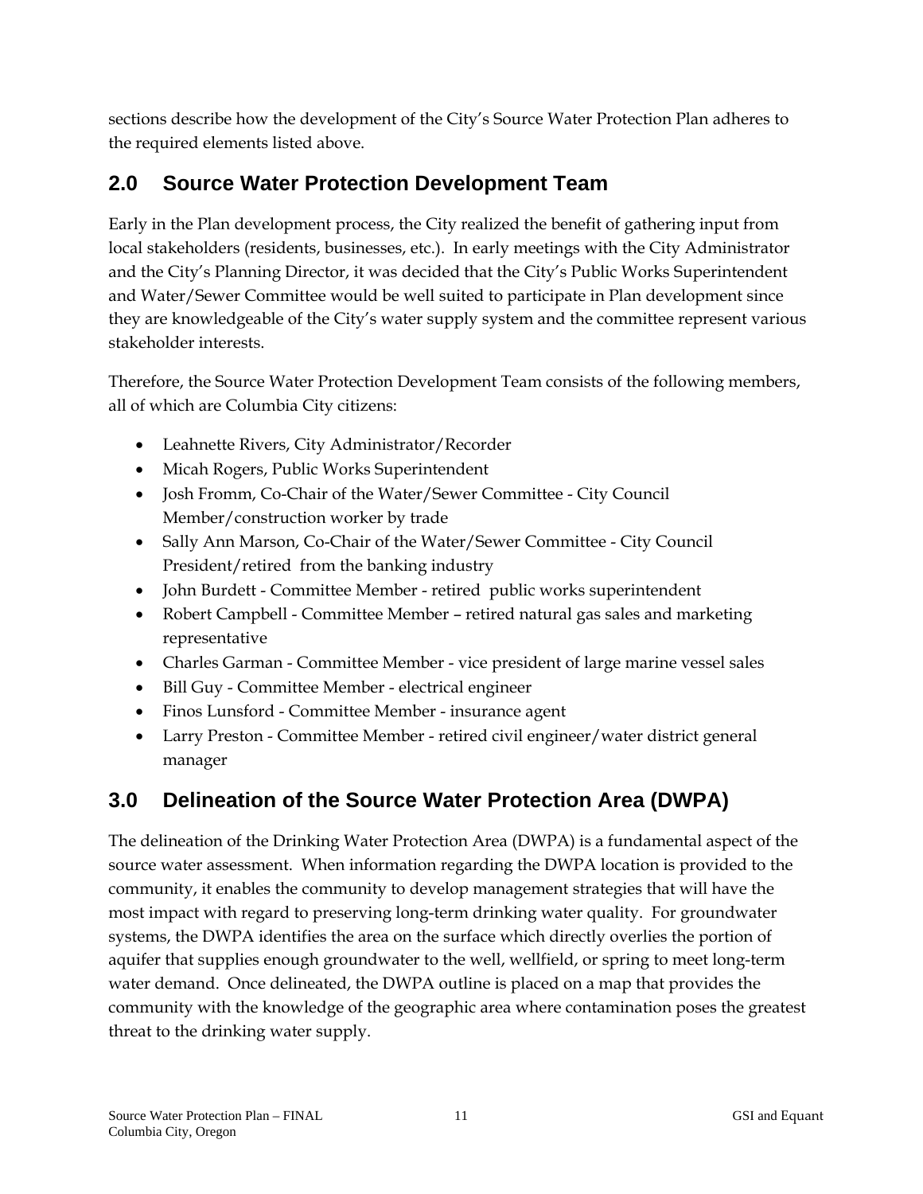sections describe how the development of the City's Source Water Protection Plan adheres to the required elements listed above.

## 2.0 Source Water Protection Development Team

Early in the Plan development process, the City realized the benefit of gathering input from local stakeholders (residents, businesses, etc.). In early meetings with the City Administrator and the City's Planning Director, it was decided that the City's Public Works Superintendent and Water/Sewer Committee would be well suited to participate in Plan development since they are knowledgeable of the City's water supply system and the committee represent various stakeholder interests.

Therefore, the Source Water Protection Development Team consists of the following members, all of which are Columbia City citizens:

- Leahnette Rivers, City Administrator/Recorder
- Micah Rogers, Public Works Superintendent
- Josh Fromm, Co-Chair of the Water/Sewer Committee - City Council Member/construction worker by trade
- Sally Ann Marson, Co-Chair of the Water/Sewer Committee - City Council President/retired from the banking industry
- John Burdett - Committee Member - retired public works superintendent
- Robert Campbell - Committee Member – retired natural gas sales and marketing representative
- Charles Garman - Committee Member - vice president of large marine vessel sales
- Bill Guy - Committee Member - electrical engineer
- Finos Lunsford - Committee Member - insurance agent
- Larry Preston - Committee Member - retired civil engineer/water district general manager

## 3.0 Delineation of the Source Water Protection Area (DWPA)

The delineation of the Drinking Water Protection Area (DWPA) is a fundamental aspect of the source water assessment. When information regarding the DWPA location is provided to the community, it enables the community to develop management strategies that will have the most impact with regard to preserving long-term drinking water quality. For groundwater systems, the DWPA identifies the area on the surface which directly overlies the portion of aquifer that supplies enough groundwater to the well, wellfield, or spring to meet long-term water demand. Once delineated, the DWPA outline is placed on a map that provides the community with the knowledge of the geographic area where contamination poses the greatest threat to the drinking water supply.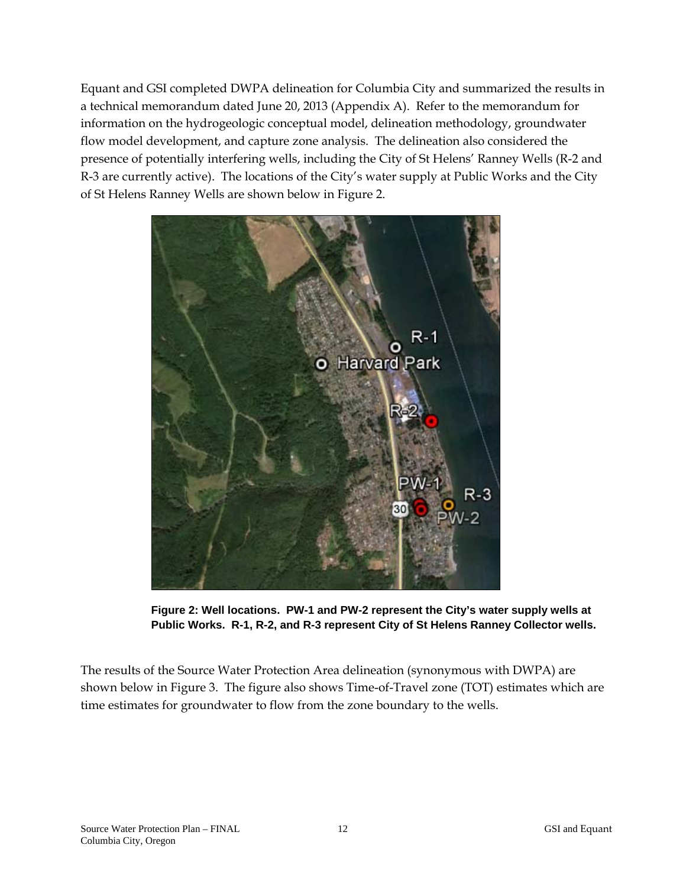Equant and GSI completed DWPA delineation for Columbia City and summarized the results in a technical memorandum dated June 20, 2013 (Appendix A). Refer to the memorandum for information on the hydrogeologic conceptual model, delineation methodology, groundwater flow model development, and capture zone analysis. The delineation also considered the presence of potentially interfering wells, including the City of St Helens' Ranney Wells (R-2 and R-3 are currently active). The locations of the City's water supply at Public Works and the City of St Helens Ranney Wells are shown below in Figure 2.

**Figure 2: Well locations. PW-1 and PW-2 represent the City's water supply wells at Public Works. R-1, R-2, and R-3 represent City of St Helens Ranney Collector wells.**

The results of the Source Water Protection Area delineation (synonymous with DWPA) are shown below in Figure 3. The figure also shows Time-of-Travel zone (TOT) estimates which are time estimates for groundwater to flow from the zone boundary to the wells.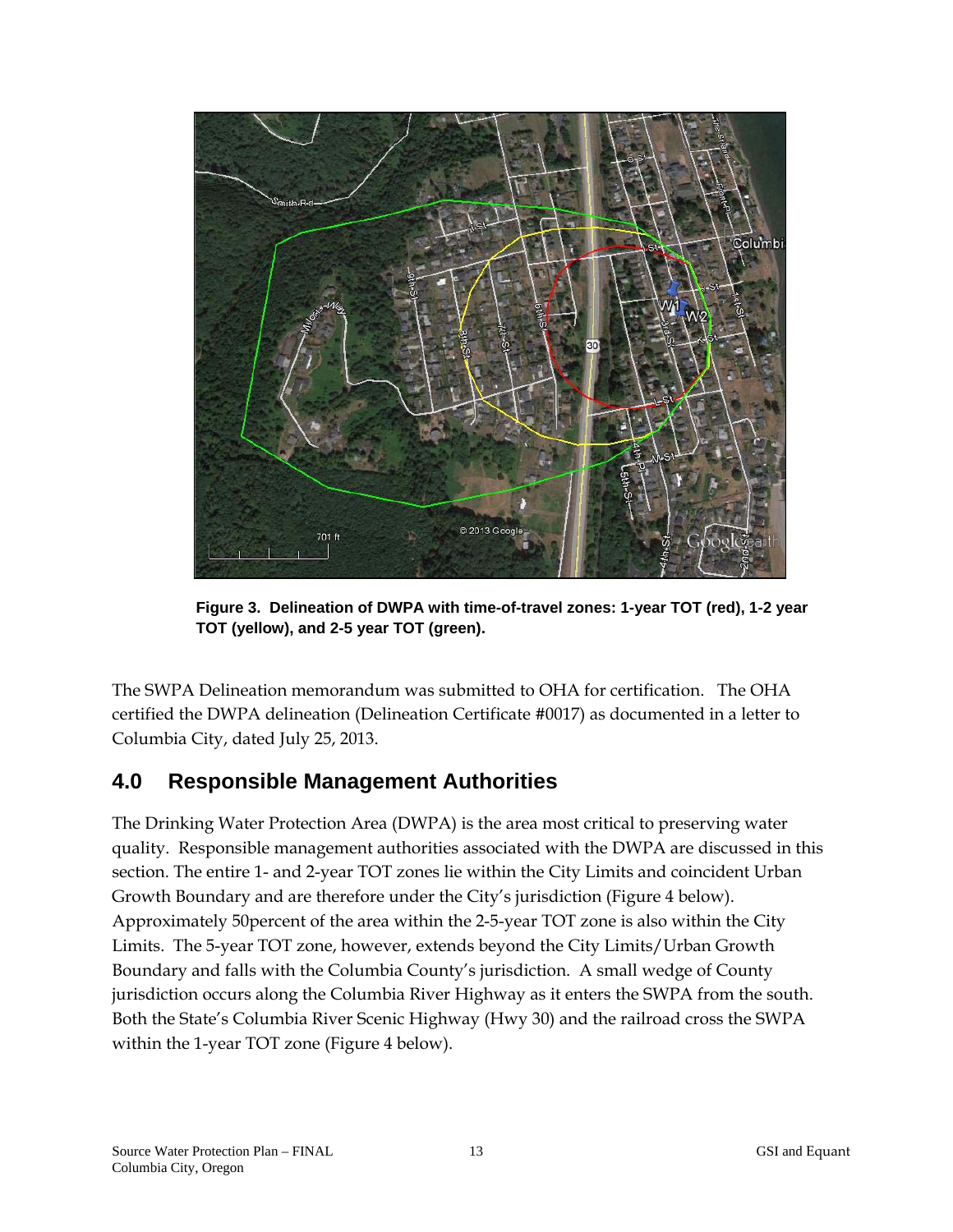**Figure 3. Delineation of DWPA with time-of-travel zones: 1-year TOT (red), 1-2 year TOT (yellow), and 2-5 year TOT (green).**

The SWPA Delineation memorandum was submitted to OHA for certification. The OHA certified the DWPA delineation (Delineation Certificate #0017) as documented in a letter to Columbia City, dated July 25, 2013.

## 4.0 Responsible Management Authorities

The Drinking Water Protection Area (DWPA) is the area most critical to preserving water quality. Responsible management authorities associated with the DWPA are discussed in this section. The entire 1- and 2-year TOT zones lie within the City Limits and coincident Urban Growth Boundary and are therefore under the City's jurisdiction (Figure 4 below). Approximately 50percent of the area within the 2-5-year TOT zone is also within the City Limits. The 5-year TOT zone, however, extends beyond the City Limits/Urban Growth Boundary and falls with the Columbia County's jurisdiction. A small wedge of County jurisdiction occurs along the Columbia River Highway as it enters the SWPA from the south. Both the State's Columbia River Scenic Highway (Hwy 30) and the railroad cross the SWPA within the 1-year TOT zone (Figure 4 below).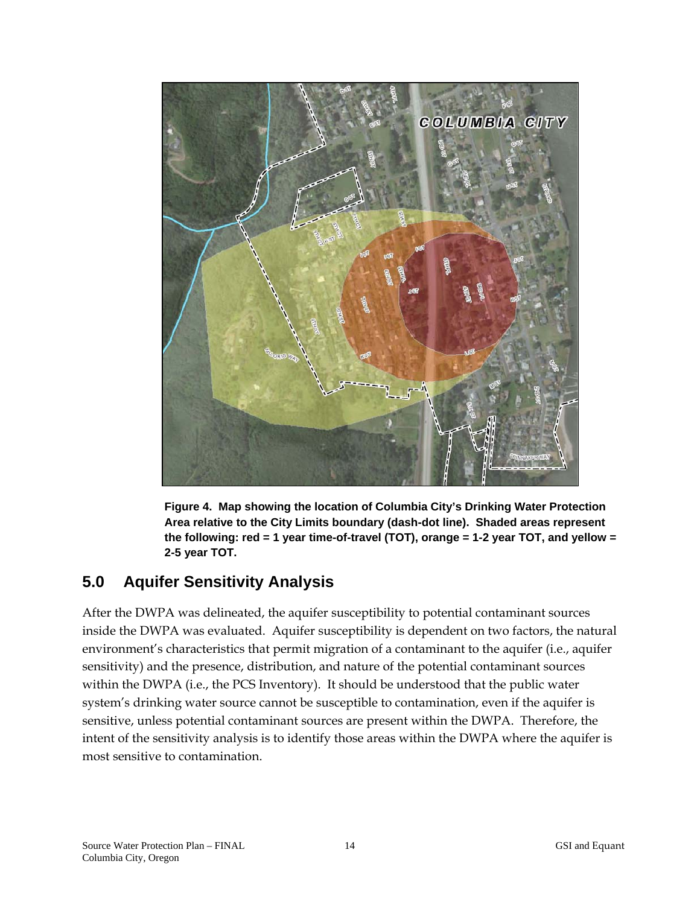**Figure 4. Map showing the location of Columbia City's Drinking Water Protection Area relative to the City Limits boundary (dash-dot line). Shaded areas represent the following: red = 1 year time-of-travel (TOT), orange = 1-2 year TOT, and yellow = 2-5 year TOT.**

## 5.0 Aquifer Sensitivity Analysis

After the DWPA was delineated, the aquifer susceptibility to potential contaminant sources inside the DWPA was evaluated. Aquifer susceptibility is dependent on two factors, the natural environment's characteristics that permit migration of a contaminant to the aquifer (i.e., aquifer sensitivity) and the presence, distribution, and nature of the potential contaminant sources within the DWPA (i.e., the PCS Inventory). It should be understood that the public water system's drinking water source cannot be susceptible to contamination, even if the aquifer is sensitive, unless potential contaminant sources are present within the DWPA. Therefore, the intent of the sensitivity analysis is to identify those areas within the DWPA where the aquifer is most sensitive to contamination.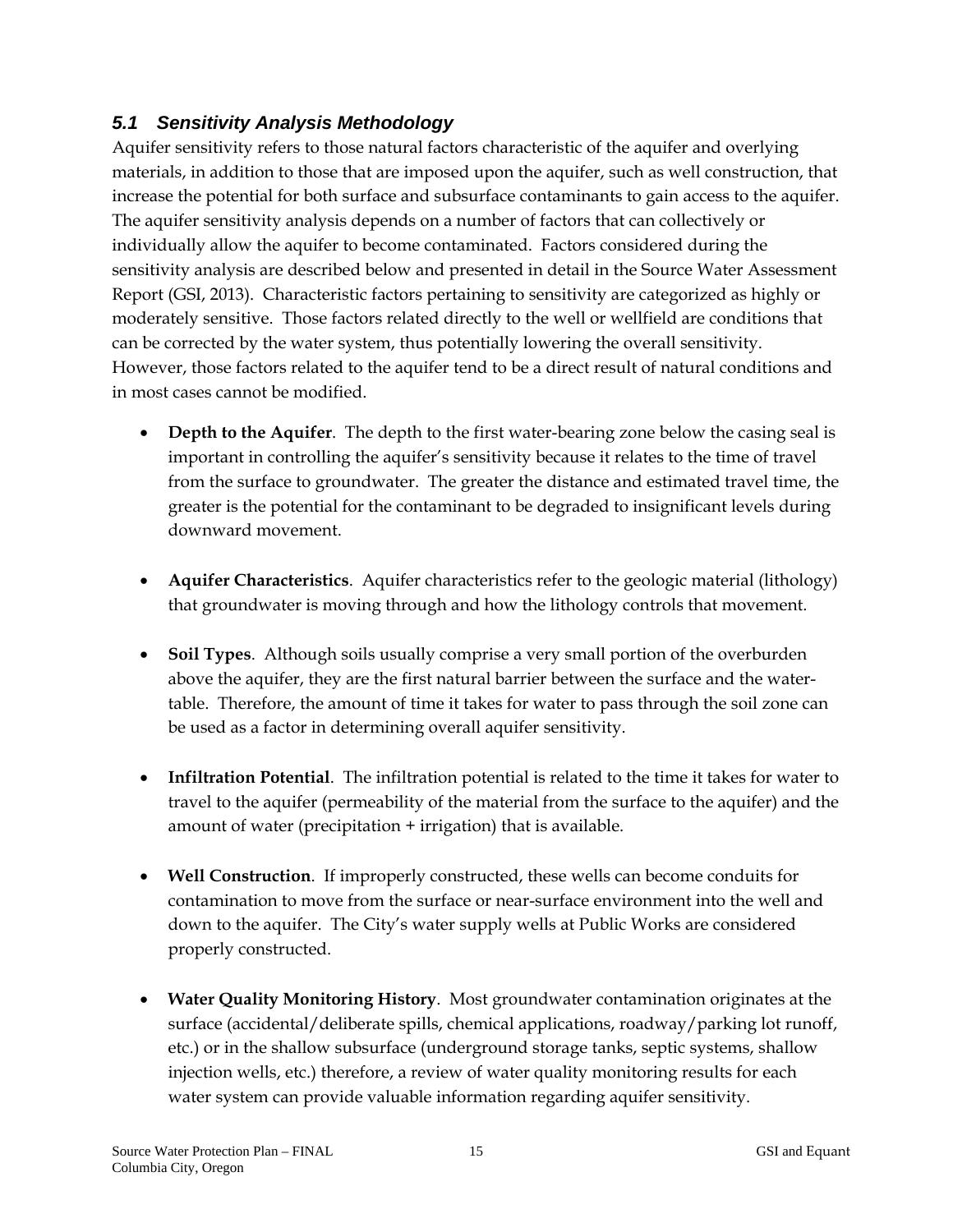### *5.1 Sensitivity Analysis Methodology*

Aquifer sensitivity refers to those natural factors characteristic of the aquifer and overlying materials, in addition to those that are imposed upon the aquifer, such as well construction, that increase the potential for both surface and subsurface contaminants to gain access to the aquifer. The aquifer sensitivity analysis depends on a number of factors that can collectively or individually allow the aquifer to become contaminated. Factors considered during the sensitivity analysis are described below and presented in detail in the Source Water Assessment Report (GSI, 2013). Characteristic factors pertaining to sensitivity are categorized as highly or moderately sensitive. Those factors related directly to the well or wellfield are conditions that can be corrected by the water system, thus potentially lowering the overall sensitivity. However, those factors related to the aquifer tend to be a direct result of natural conditions and in most cases cannot be modified.

- **Depth to the Aquifer**. The depth to the first water-bearing zone below the casing seal is important in controlling the aquifer's sensitivity because it relates to the time of travel from the surface to groundwater. The greater the distance and estimated travel time, the greater is the potential for the contaminant to be degraded to insignificant levels during downward movement.

- **Aquifer Characteristics**. Aquifer characteristics refer to the geologic material (lithology) that groundwater is moving through and how the lithology controls that movement.

- **Soil Types**. Although soils usually comprise a very small portion of the overburden above the aquifer, they are the first natural barrier between the surface and the water-table. Therefore, the amount of time it takes for water to pass through the soil zone can be used as a factor in determining overall aquifer sensitivity.

- **Infiltration Potential**. The infiltration potential is related to the time it takes for water to travel to the aquifer (permeability of the material from the surface to the aquifer) and the amount of water (precipitation + irrigation) that is available.

- **Well Construction**. If improperly constructed, these wells can become conduits for contamination to move from the surface or near-surface environment into the well and down to the aquifer. The City's water supply wells at Public Works are considered properly constructed.

- **Water Quality Monitoring History**. Most groundwater contamination originates at the surface (accidental/deliberate spills, chemical applications, roadway/parking lot runoff, etc.) or in the shallow subsurface (underground storage tanks, septic systems, shallow injection wells, etc.) therefore, a review of water quality monitoring results for each water system can provide valuable information regarding aquifer sensitivity.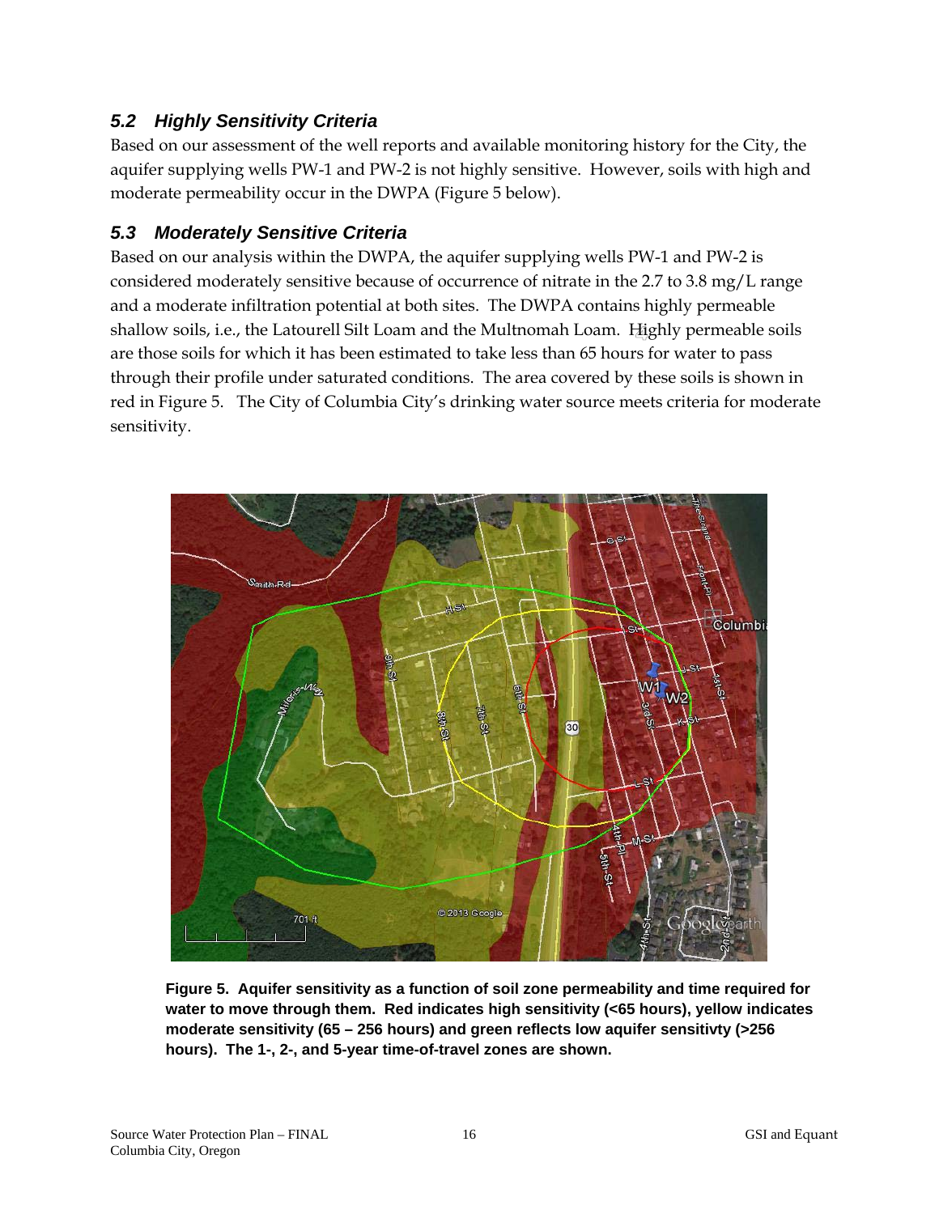### *5.2 Highly Sensitivity Criteria*

Based on our assessment of the well reports and available monitoring history for the City, the aquifer supplying wells PW-1 and PW-2 is not highly sensitive. However, soils with high and moderate permeability occur in the DWPA (Figure 5 below).

### *5.3 Moderately Sensitive Criteria*

Based on our analysis within the DWPA, the aquifer supplying wells PW-1 and PW-2 is considered moderately sensitive because of occurrence of nitrate in the 2.7 to 3.8 mg/L range and a moderate infiltration potential at both sites. The DWPA contains highly permeable shallow soils, i.e., the Latourell Silt Loam and the Multnomah Loam. Highly permeable soils are those soils for which it has been estimated to take less than 65 hours for water to pass through their profile under saturated conditions. The area covered by these soils is shown in red in Figure 5. The City of Columbia City's drinking water source meets criteria for moderate sensitivity.

**Figure 5. Aquifer sensitivity as a function of soil zone permeability and time required for water to move through them. Red indicates high sensitivity (<65 hours), yellow indicates moderate sensitivity (65 – 256 hours) and green reflects low aquifer sensitivty (>256 hours). The 1-, 2-, and 5-year time-of-travel zones are shown.**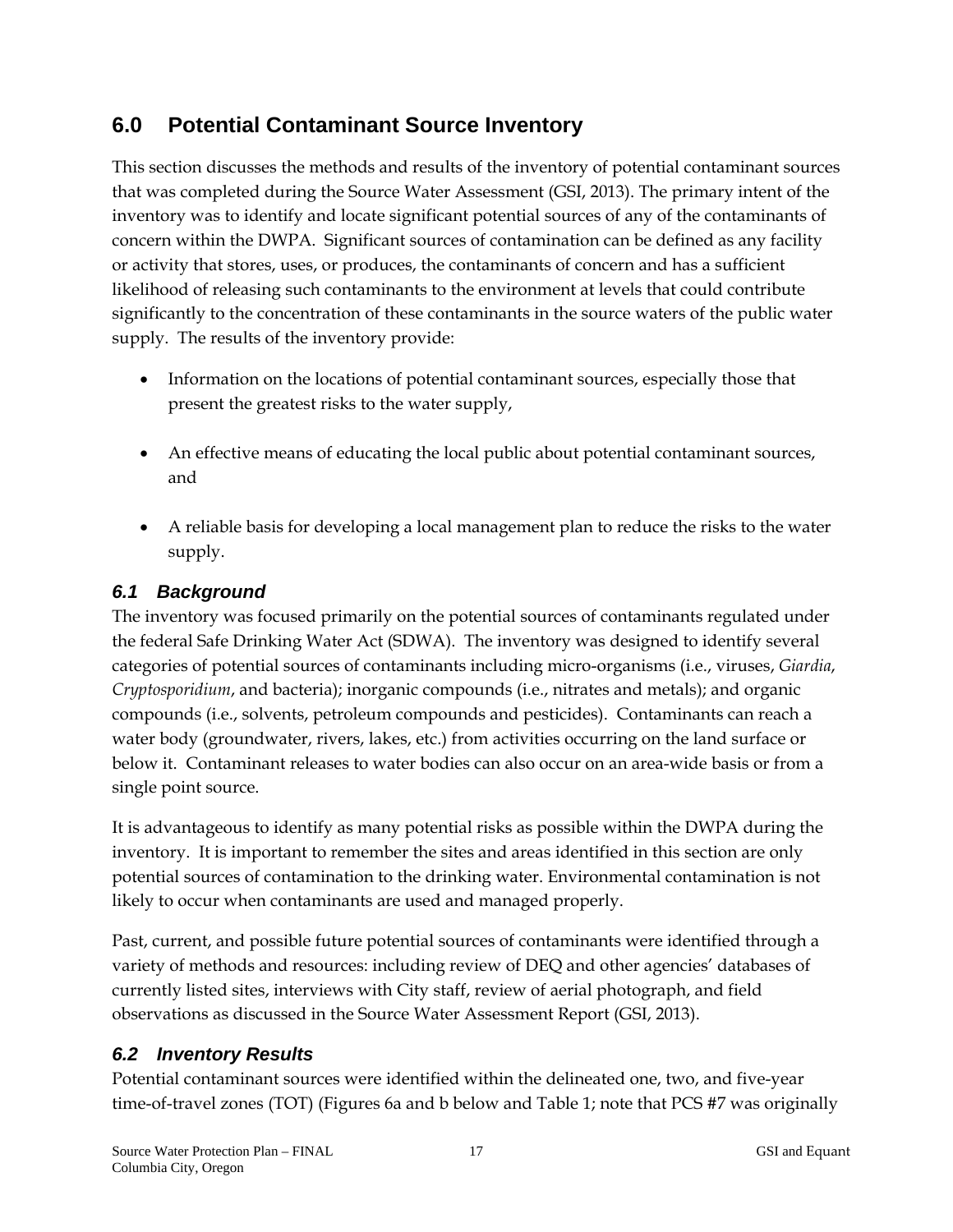## 6.0 Potential Contaminant Source Inventory

This section discusses the methods and results of the inventory of potential contaminant sources that was completed during the Source Water Assessment (GSI, 2013). The primary intent of the inventory was to identify and locate significant potential sources of any of the contaminants of concern within the DWPA. Significant sources of contamination can be defined as any facility or activity that stores, uses, or produces, the contaminants of concern and has a sufficient likelihood of releasing such contaminants to the environment at levels that could contribute significantly to the concentration of these contaminants in the source waters of the public water supply. The results of the inventory provide:

- Information on the locations of potential contaminant sources, especially those that present the greatest risks to the water supply,
- An effective means of educating the local public about potential contaminant sources, and
- A reliable basis for developing a local management plan to reduce the risks to the water supply.

### *6.1 Background*

The inventory was focused primarily on the potential sources of contaminants regulated under the federal Safe Drinking Water Act (SDWA). The inventory was designed to identify several categories of potential sources of contaminants including micro-organisms (i.e., viruses, *Giardia*, *Cryptosporidium*, and bacteria); inorganic compounds (i.e., nitrates and metals); and organic compounds (i.e., solvents, petroleum compounds and pesticides). Contaminants can reach a water body (groundwater, rivers, lakes, etc.) from activities occurring on the land surface or below it. Contaminant releases to water bodies can also occur on an area-wide basis or from a single point source.

It is advantageous to identify as many potential risks as possible within the DWPA during the inventory. It is important to remember the sites and areas identified in this section are only potential sources of contamination to the drinking water. Environmental contamination is not likely to occur when contaminants are used and managed properly.

Past, current, and possible future potential sources of contaminants were identified through a variety of methods and resources: including review of DEQ and other agencies' databases of currently listed sites, interviews with City staff, review of aerial photograph, and field observations as discussed in the Source Water Assessment Report (GSI, 2013).

### *6.2 Inventory Results*

Potential contaminant sources were identified within the delineated one, two, and five-year time-of-travel zones (TOT) (Figures 6a and b below and Table 1; note that PCS #7 was originally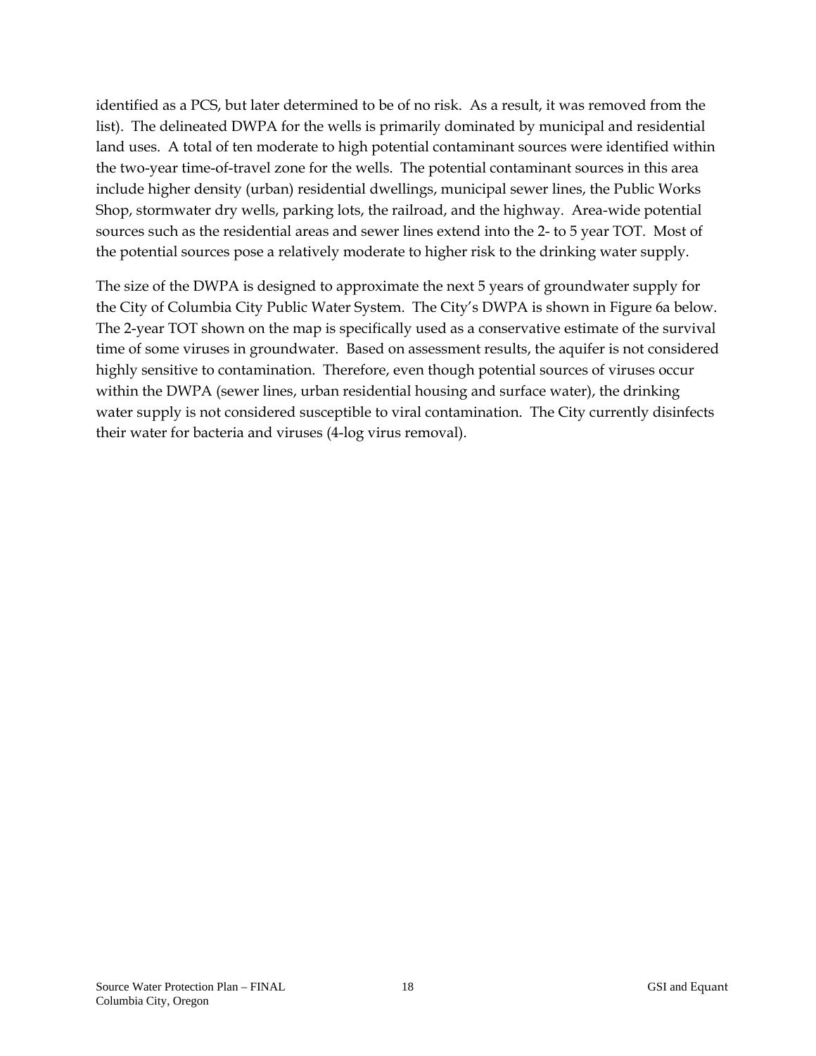identified as a PCS, but later determined to be of no risk. As a result, it was removed from the list). The delineated DWPA for the wells is primarily dominated by municipal and residential land uses. A total of ten moderate to high potential contaminant sources were identified within the two-year time-of-travel zone for the wells. The potential contaminant sources in this area include higher density (urban) residential dwellings, municipal sewer lines, the Public Works Shop, stormwater dry wells, parking lots, the railroad, and the highway. Area-wide potential sources such as the residential areas and sewer lines extend into the 2- to 5 year TOT. Most of the potential sources pose a relatively moderate to higher risk to the drinking water supply.

The size of the DWPA is designed to approximate the next 5 years of groundwater supply for the City of Columbia City Public Water System. The City's DWPA is shown in Figure 6a below. The 2-year TOT shown on the map is specifically used as a conservative estimate of the survival time of some viruses in groundwater. Based on assessment results, the aquifer is not considered highly sensitive to contamination. Therefore, even though potential sources of viruses occur within the DWPA (sewer lines, urban residential housing and surface water), the drinking water supply is not considered susceptible to viral contamination. The City currently disinfects their water for bacteria and viruses (4-log virus removal).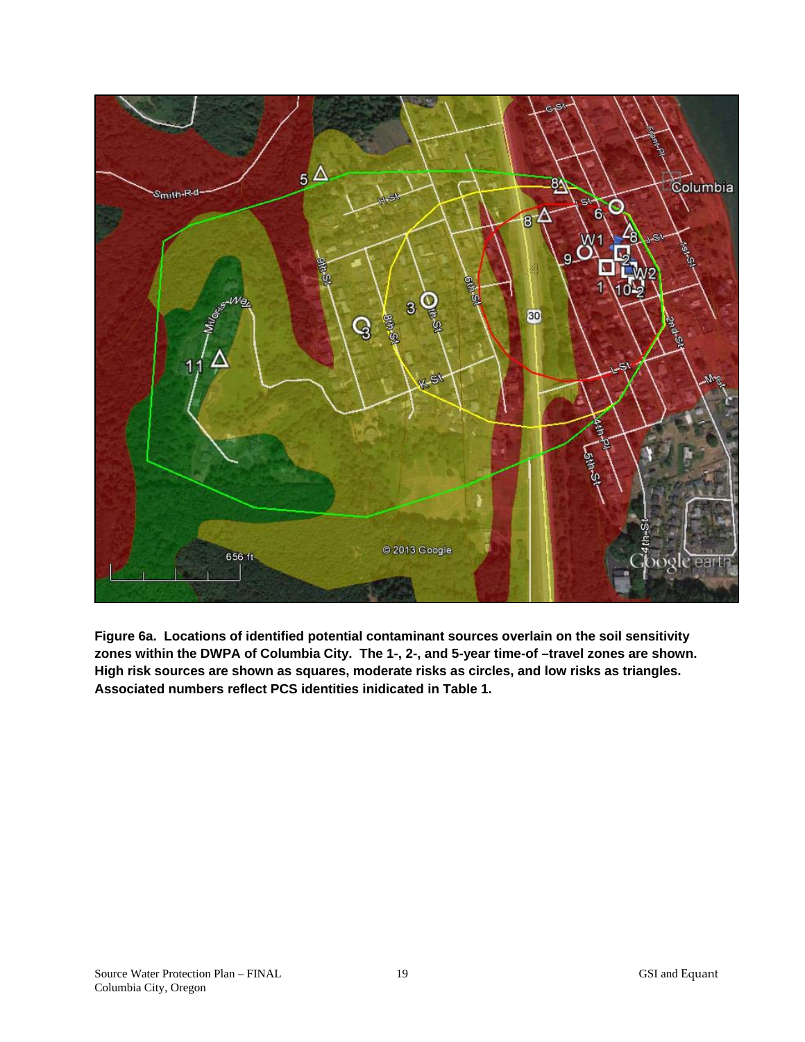**Figure 6a. Locations of identified potential contaminant sources overlain on the soil sensitivity zones within the DWPA of Columbia City. The 1-, 2-, and 5-year time-of –travel zones are shown. High risk sources are shown as squares, moderate risks as circles, and low risks as triangles. Associated numbers reflect PCS identities inidicated in Table 1.**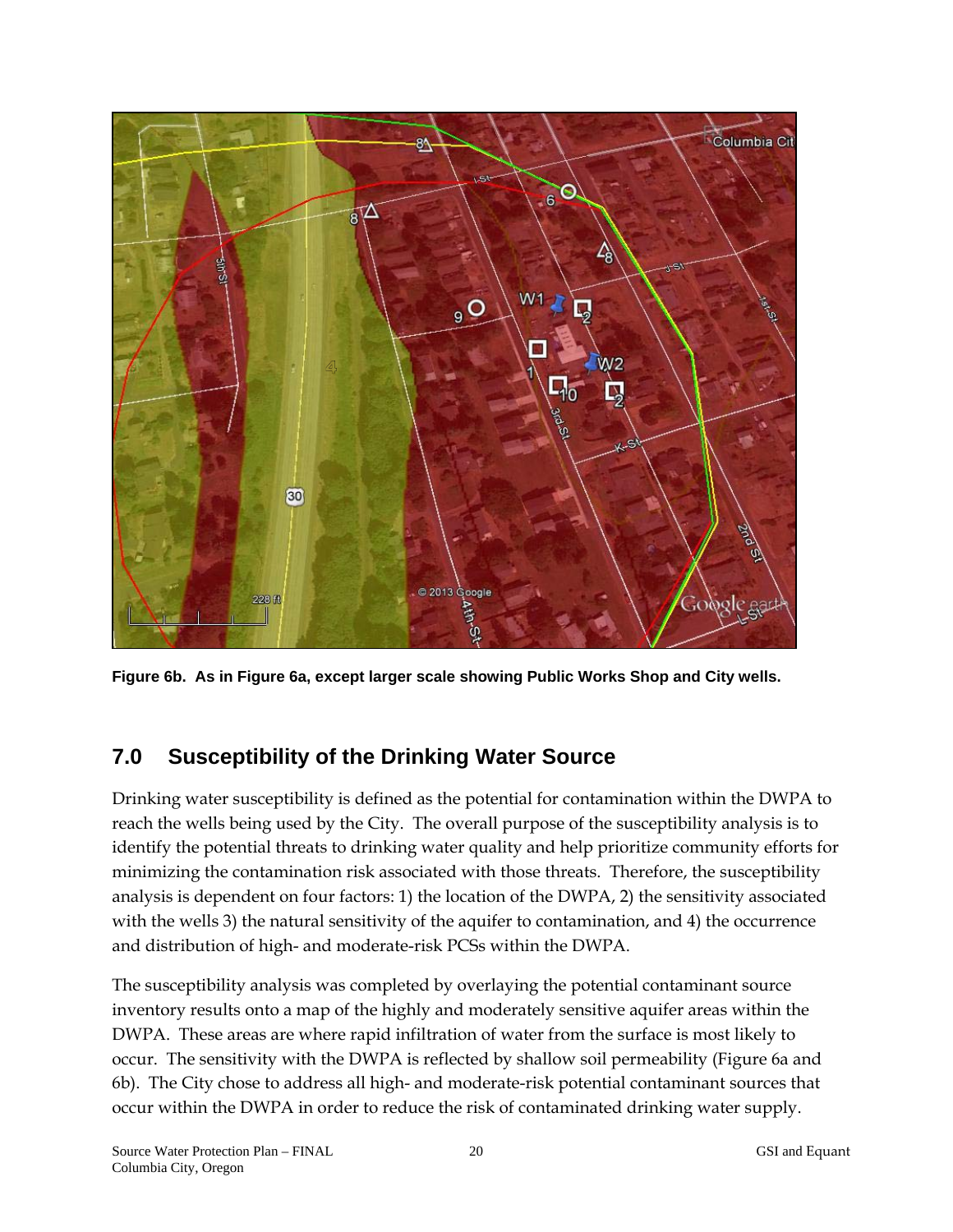**Figure 6b. As in Figure 6a, except larger scale showing Public Works Shop and City wells.**

## 7.0 Susceptibility of the Drinking Water Source

Drinking water susceptibility is defined as the potential for contamination within the DWPA to reach the wells being used by the City. The overall purpose of the susceptibility analysis is to identify the potential threats to drinking water quality and help prioritize community efforts for minimizing the contamination risk associated with those threats. Therefore, the susceptibility analysis is dependent on four factors: 1) the location of the DWPA, 2) the sensitivity associated with the wells 3) the natural sensitivity of the aquifer to contamination, and 4) the occurrence and distribution of high- and moderate-risk PCSs within the DWPA.

The susceptibility analysis was completed by overlaying the potential contaminant source inventory results onto a map of the highly and moderately sensitive aquifer areas within the DWPA. These areas are where rapid infiltration of water from the surface is most likely to occur. The sensitivity with the DWPA is reflected by shallow soil permeability (Figure 6a and 6b). The City chose to address all high- and moderate-risk potential contaminant sources that occur within the DWPA in order to reduce the risk of contaminated drinking water supply.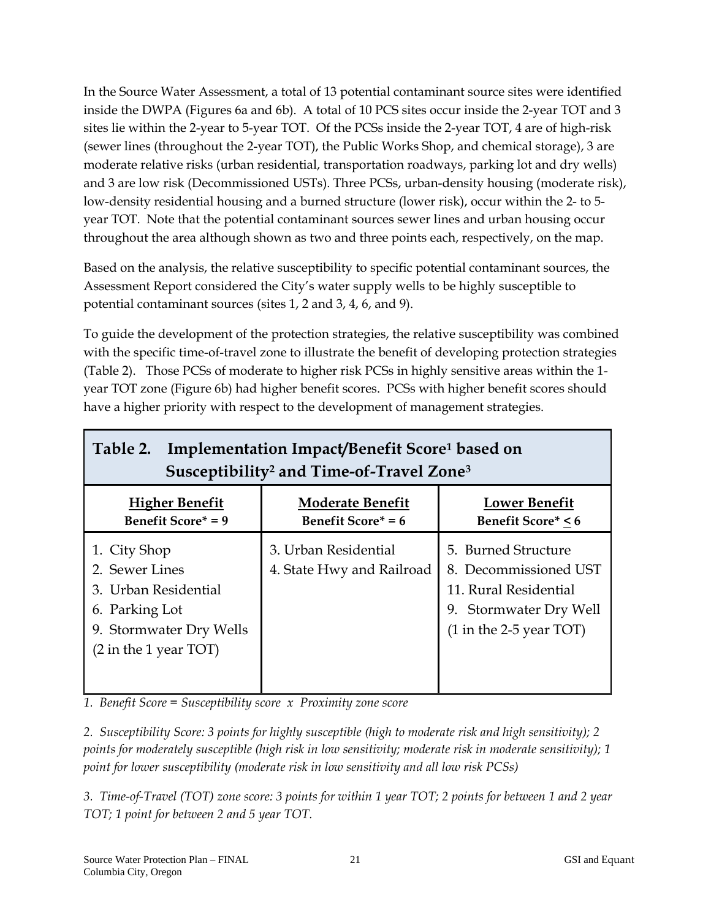In the Source Water Assessment, a total of 13 potential contaminant source sites were identified inside the DWPA (Figures 6a and 6b). A total of 10 PCS sites occur inside the 2-year TOT and 3 sites lie within the 2-year to 5-year TOT. Of the PCSs inside the 2-year TOT, 4 are of high-risk (sewer lines (throughout the 2-year TOT), the Public Works Shop, and chemical storage), 3 are moderate relative risks (urban residential, transportation roadways, parking lot and dry wells) and 3 are low risk (Decommissioned USTs). Three PCSs, urban-density housing (moderate risk), low-density residential housing and a burned structure (lower risk), occur within the 2- to 5-year TOT. Note that the potential contaminant sources sewer lines and urban housing occur throughout the area although shown as two and three points each, respectively, on the map.

Based on the analysis, the relative susceptibility to specific potential contaminant sources, the Assessment Report considered the City's water supply wells to be highly susceptible to potential contaminant sources (sites 1, 2 and 3, 4, 6, and 9).

To guide the development of the protection strategies, the relative susceptibility was combined with the specific time-of-travel zone to illustrate the benefit of developing protection strategies (Table 2). Those PCSs of moderate to higher risk PCSs in highly sensitive areas within the 1-year TOT zone (Figure 6b) had higher benefit scores. PCSs with higher benefit scores should have a higher priority with respect to the development of management strategies.

**Table 2. Implementation Impact/Benefit Score[1] based on Susceptibility[2] and Time-of-Travel Zone[3]**

| **Higher Benefit** Benefit Score* = 9 | **Moderate Benefit** Benefit Score* = 6 | **Lower Benefit** Benefit Score* ≤ 6 |
|---|---|---|
| 1. City Shop<br>2. Sewer Lines<br>3. Urban Residential<br>6. Parking Lot<br>9. Stormwater Dry Wells<br>(2 in the 1 year TOT) | 3. Urban Residential<br>4. State Hwy and Railroad | 5. Burned Structure<br>8. Decommissioned UST<br>11. Rural Residential<br>9. Stormwater Dry Well<br>(1 in the 2-5 year TOT) |

*1. Benefit Score = Susceptibility score x Proximity zone score*

*2. Susceptibility Score: 3 points for highly susceptible (high to moderate risk and high sensitivity); 2 points for moderately susceptible (high risk in low sensitivity; moderate risk in moderate sensitivity); 1 point for lower susceptibility (moderate risk in low sensitivity and all low risk PCSs)*

*3. Time-of-Travel (TOT) zone score: 3 points for within 1 year TOT; 2 points for between 1 and 2 year TOT; 1 point for between 2 and 5 year TOT.*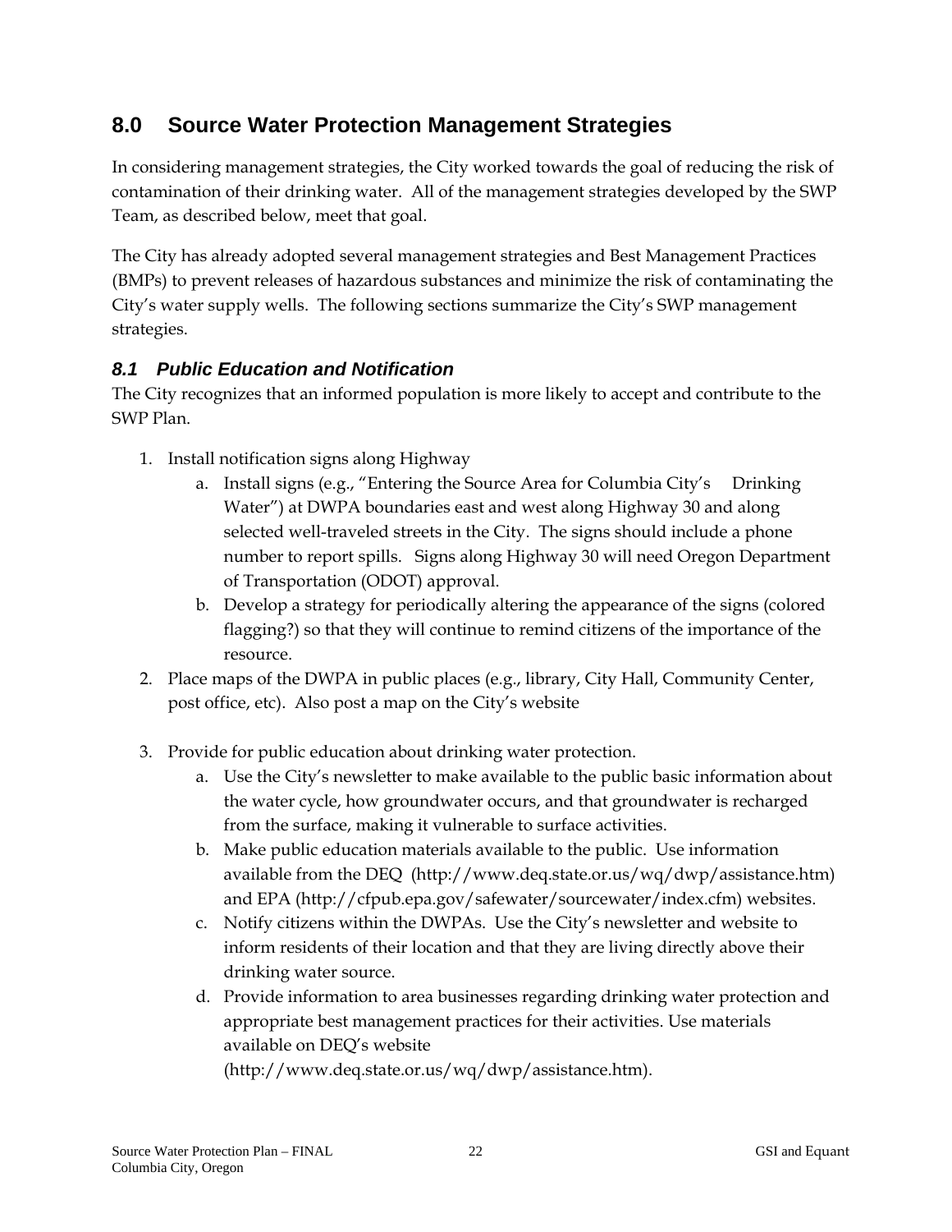# 8.0 Source Water Protection Management Strategies

In considering management strategies, the City worked towards the goal of reducing the risk of contamination of their drinking water. All of the management strategies developed by the SWP Team, as described below, meet that goal.

The City has already adopted several management strategies and Best Management Practices (BMPs) to prevent releases of hazardous substances and minimize the risk of contaminating the City's water supply wells. The following sections summarize the City's SWP management strategies.

## *8.1 Public Education and Notification*

The City recognizes that an informed population is more likely to accept and contribute to the SWP Plan.

1. Install notification signs along Highway
   a. Install signs (e.g., "Entering the Source Area for Columbia City's Drinking Water") at DWPA boundaries east and west along Highway 30 and along selected well-traveled streets in the City. The signs should include a phone number to report spills. Signs along Highway 30 will need Oregon Department of Transportation (ODOT) approval.
   b. Develop a strategy for periodically altering the appearance of the signs (colored flagging?) so that they will continue to remind citizens of the importance of the resource.
2. Place maps of the DWPA in public places (e.g., library, City Hall, Community Center, post office, etc). Also post a map on the City's website
3. Provide for public education about drinking water protection.
   a. Use the City's newsletter to make available to the public basic information about the water cycle, how groundwater occurs, and that groundwater is recharged from the surface, making it vulnerable to surface activities.
   b. Make public education materials available to the public. Use information available from the DEQ (http://www.deq.state.or.us/wq/dwp/assistance.htm) and EPA (http://cfpub.epa.gov/safewater/sourcewater/index.cfm) websites.
   c. Notify citizens within the DWPAs. Use the City's newsletter and website to inform residents of their location and that they are living directly above their drinking water source.
   d. Provide information to area businesses regarding drinking water protection and appropriate best management practices for their activities. Use materials available on DEQ's website (http://www.deq.state.or.us/wq/dwp/assistance.htm).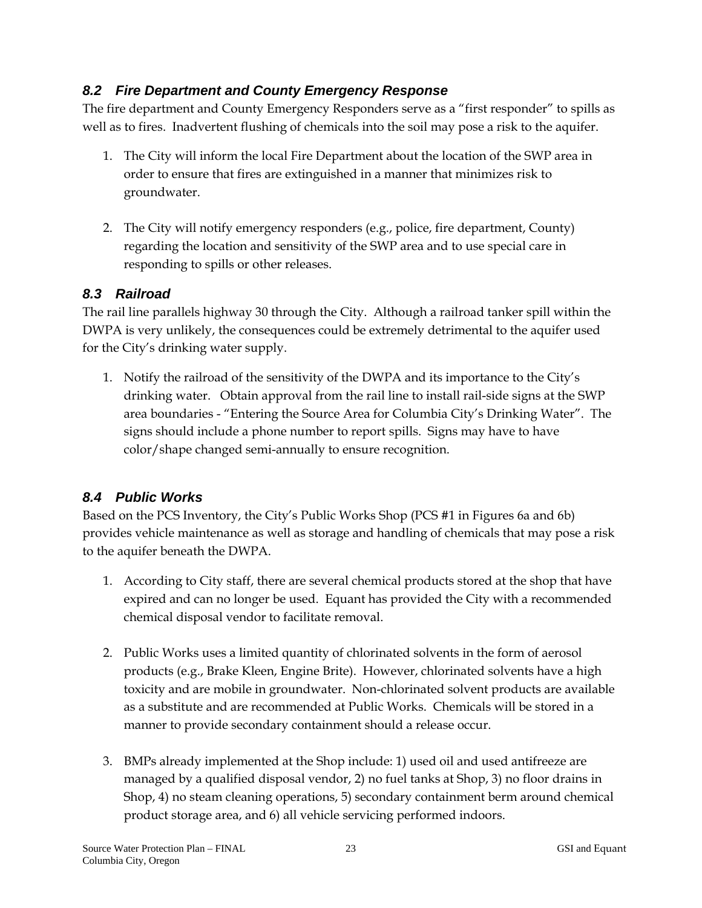### *8.2 Fire Department and County Emergency Response*

The fire department and County Emergency Responders serve as a "first responder" to spills as well as to fires. Inadvertent flushing of chemicals into the soil may pose a risk to the aquifer.

1. The City will inform the local Fire Department about the location of the SWP area in order to ensure that fires are extinguished in a manner that minimizes risk to groundwater.

2. The City will notify emergency responders (e.g., police, fire department, County) regarding the location and sensitivity of the SWP area and to use special care in responding to spills or other releases.

### *8.3 Railroad*

The rail line parallels highway 30 through the City. Although a railroad tanker spill within the DWPA is very unlikely, the consequences could be extremely detrimental to the aquifer used for the City's drinking water supply.

1. Notify the railroad of the sensitivity of the DWPA and its importance to the City's drinking water. Obtain approval from the rail line to install rail-side signs at the SWP area boundaries - "Entering the Source Area for Columbia City's Drinking Water". The signs should include a phone number to report spills. Signs may have to have color/shape changed semi-annually to ensure recognition.

### *8.4 Public Works*

Based on the PCS Inventory, the City's Public Works Shop (PCS #1 in Figures 6a and 6b) provides vehicle maintenance as well as storage and handling of chemicals that may pose a risk to the aquifer beneath the DWPA.

1. According to City staff, there are several chemical products stored at the shop that have expired and can no longer be used. Equant has provided the City with a recommended chemical disposal vendor to facilitate removal.

2. Public Works uses a limited quantity of chlorinated solvents in the form of aerosol products (e.g., Brake Kleen, Engine Brite). However, chlorinated solvents have a high toxicity and are mobile in groundwater. Non-chlorinated solvent products are available as a substitute and are recommended at Public Works. Chemicals will be stored in a manner to provide secondary containment should a release occur.

3. BMPs already implemented at the Shop include: 1) used oil and used antifreeze are managed by a qualified disposal vendor, 2) no fuel tanks at Shop, 3) no floor drains in Shop, 4) no steam cleaning operations, 5) secondary containment berm around chemical product storage area, and 6) all vehicle servicing performed indoors.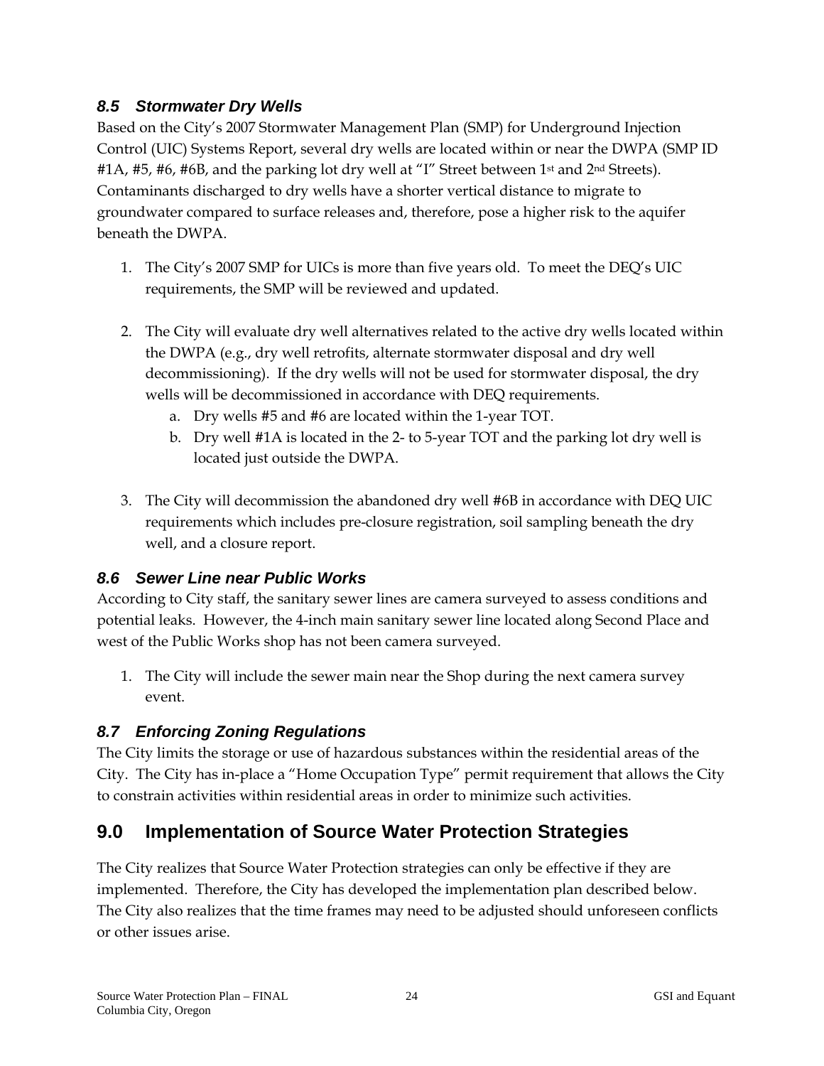### *8.5 Stormwater Dry Wells*

Based on the City's 2007 Stormwater Management Plan (SMP) for Underground Injection Control (UIC) Systems Report, several dry wells are located within or near the DWPA (SMP ID #1A, #5, #6, #6B, and the parking lot dry well at "I" Street between 1st and 2nd Streets). Contaminants discharged to dry wells have a shorter vertical distance to migrate to groundwater compared to surface releases and, therefore, pose a higher risk to the aquifer beneath the DWPA.

1. The City's 2007 SMP for UICs is more than five years old. To meet the DEQ's UIC requirements, the SMP will be reviewed and updated.

2. The City will evaluate dry well alternatives related to the active dry wells located within the DWPA (e.g., dry well retrofits, alternate stormwater disposal and dry well decommissioning). If the dry wells will not be used for stormwater disposal, the dry wells will be decommissioned in accordance with DEQ requirements.
   a. Dry wells #5 and #6 are located within the 1-year TOT.
   b. Dry well #1A is located in the 2- to 5-year TOT and the parking lot dry well is located just outside the DWPA.

3. The City will decommission the abandoned dry well #6B in accordance with DEQ UIC requirements which includes pre-closure registration, soil sampling beneath the dry well, and a closure report.

### *8.6 Sewer Line near Public Works*

According to City staff, the sanitary sewer lines are camera surveyed to assess conditions and potential leaks. However, the 4-inch main sanitary sewer line located along Second Place and west of the Public Works shop has not been camera surveyed.

1. The City will include the sewer main near the Shop during the next camera survey event.

### *8.7 Enforcing Zoning Regulations*

The City limits the storage or use of hazardous substances within the residential areas of the City. The City has in-place a "Home Occupation Type" permit requirement that allows the City to constrain activities within residential areas in order to minimize such activities.

## 9.0 Implementation of Source Water Protection Strategies

The City realizes that Source Water Protection strategies can only be effective if they are implemented. Therefore, the City has developed the implementation plan described below. The City also realizes that the time frames may need to be adjusted should unforeseen conflicts or other issues arise.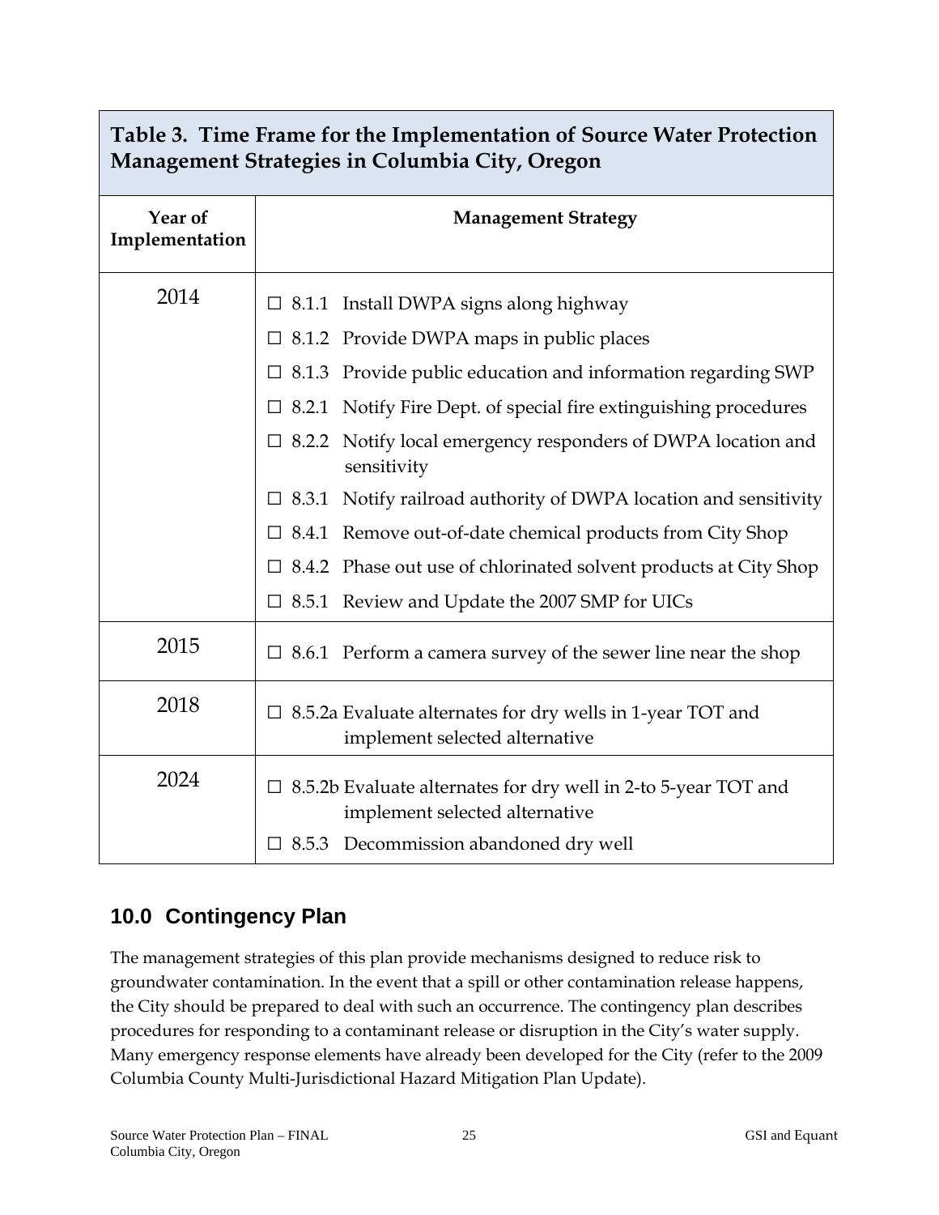**Table 3. Time Frame for the Implementation of Source Water Protection Management Strategies in Columbia City, Oregon**

| Year of Implementation | Management Strategy |
|---|---|
| 2014 | ☐ 8.1.1 Install DWPA signs along highway<br>☐ 8.1.2 Provide DWPA maps in public places<br>☐ 8.1.3 Provide public education and information regarding SWP<br>☐ 8.2.1 Notify Fire Dept. of special fire extinguishing procedures<br>☐ 8.2.2 Notify local emergency responders of DWPA location and sensitivity<br>☐ 8.3.1 Notify railroad authority of DWPA location and sensitivity<br>☐ 8.4.1 Remove out-of-date chemical products from City Shop<br>☐ 8.4.2 Phase out use of chlorinated solvent products at City Shop<br>☐ 8.5.1 Review and Update the 2007 SMP for UICs |
| 2015 | ☐ 8.6.1 Perform a camera survey of the sewer line near the shop |
| 2018 | ☐ 8.5.2a Evaluate alternates for dry wells in 1-year TOT and implement selected alternative |
| 2024 | ☐ 8.5.2b Evaluate alternates for dry well in 2-to 5-year TOT and implement selected alternative<br>☐ 8.5.3 Decommission abandoned dry well |

## 10.0 Contingency Plan

The management strategies of this plan provide mechanisms designed to reduce risk to groundwater contamination. In the event that a spill or other contamination release happens, the City should be prepared to deal with such an occurrence. The contingency plan describes procedures for responding to a contaminant release or disruption in the City's water supply. Many emergency response elements have already been developed for the City (refer to the 2009 Columbia County Multi-Jurisdictional Hazard Mitigation Plan Update).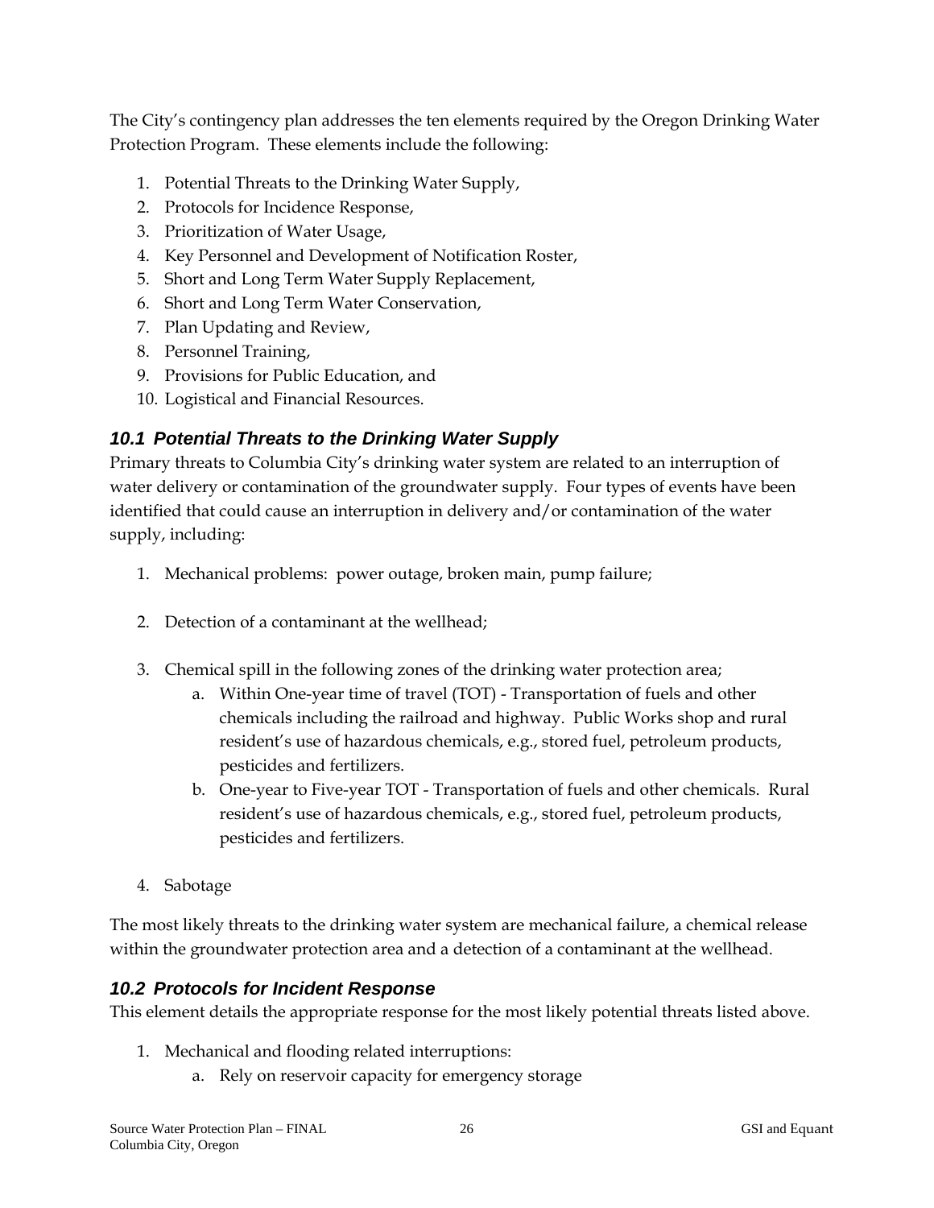The City's contingency plan addresses the ten elements required by the Oregon Drinking Water Protection Program. These elements include the following:

1. Potential Threats to the Drinking Water Supply,
2. Protocols for Incidence Response,
3. Prioritization of Water Usage,
4. Key Personnel and Development of Notification Roster,
5. Short and Long Term Water Supply Replacement,
6. Short and Long Term Water Conservation,
7. Plan Updating and Review,
8. Personnel Training,
9. Provisions for Public Education, and
10. Logistical and Financial Resources.

### *10.1 Potential Threats to the Drinking Water Supply*

Primary threats to Columbia City's drinking water system are related to an interruption of water delivery or contamination of the groundwater supply. Four types of events have been identified that could cause an interruption in delivery and/or contamination of the water supply, including:

1. Mechanical problems: power outage, broken main, pump failure;

2. Detection of a contaminant at the wellhead;

3. Chemical spill in the following zones of the drinking water protection area;
    a. Within One-year time of travel (TOT) - Transportation of fuels and other chemicals including the railroad and highway. Public Works shop and rural resident's use of hazardous chemicals, e.g., stored fuel, petroleum products, pesticides and fertilizers.
    b. One-year to Five-year TOT - Transportation of fuels and other chemicals. Rural resident's use of hazardous chemicals, e.g., stored fuel, petroleum products, pesticides and fertilizers.

4. Sabotage

The most likely threats to the drinking water system are mechanical failure, a chemical release within the groundwater protection area and a detection of a contaminant at the wellhead.

### *10.2 Protocols for Incident Response*

This element details the appropriate response for the most likely potential threats listed above.

1. Mechanical and flooding related interruptions:
    a. Rely on reservoir capacity for emergency storage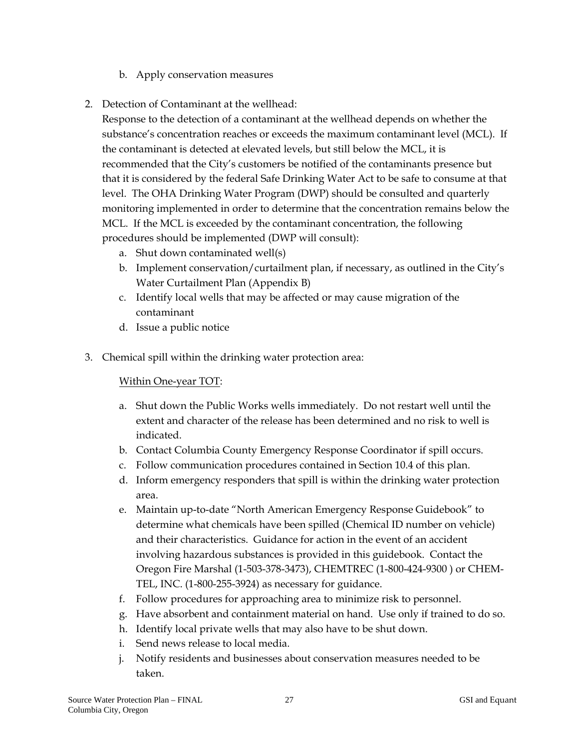b. Apply conservation measures

2. Detection of Contaminant at the wellhead:

   Response to the detection of a contaminant at the wellhead depends on whether the substance's concentration reaches or exceeds the maximum contaminant level (MCL). If the contaminant is detected at elevated levels, but still below the MCL, it is recommended that the City's customers be notified of the contaminants presence but that it is considered by the federal Safe Drinking Water Act to be safe to consume at that level. The OHA Drinking Water Program (DWP) should be consulted and quarterly monitoring implemented in order to determine that the concentration remains below the MCL. If the MCL is exceeded by the contaminant concentration, the following procedures should be implemented (DWP will consult):

   a. Shut down contaminated well(s)
   b. Implement conservation/curtailment plan, if necessary, as outlined in the City's Water Curtailment Plan (Appendix B)
   c. Identify local wells that may be affected or may cause migration of the contaminant
   d. Issue a public notice

3. Chemical spill within the drinking water protection area:

   Within One-year TOT:

   a. Shut down the Public Works wells immediately. Do not restart well until the extent and character of the release has been determined and no risk to well is indicated.
   b. Contact Columbia County Emergency Response Coordinator if spill occurs.
   c. Follow communication procedures contained in Section 10.4 of this plan.
   d. Inform emergency responders that spill is within the drinking water protection area.
   e. Maintain up-to-date "North American Emergency Response Guidebook" to determine what chemicals have been spilled (Chemical ID number on vehicle) and their characteristics. Guidance for action in the event of an accident involving hazardous substances is provided in this guidebook. Contact the Oregon Fire Marshal (1-503-378-3473), CHEMTREC (1-800-424-9300 ) or CHEM-TEL, INC. (1-800-255-3924) as necessary for guidance.
   f. Follow procedures for approaching area to minimize risk to personnel.
   g. Have absorbent and containment material on hand. Use only if trained to do so.
   h. Identify local private wells that may also have to be shut down.
   i. Send news release to local media.
   j. Notify residents and businesses about conservation measures needed to be taken.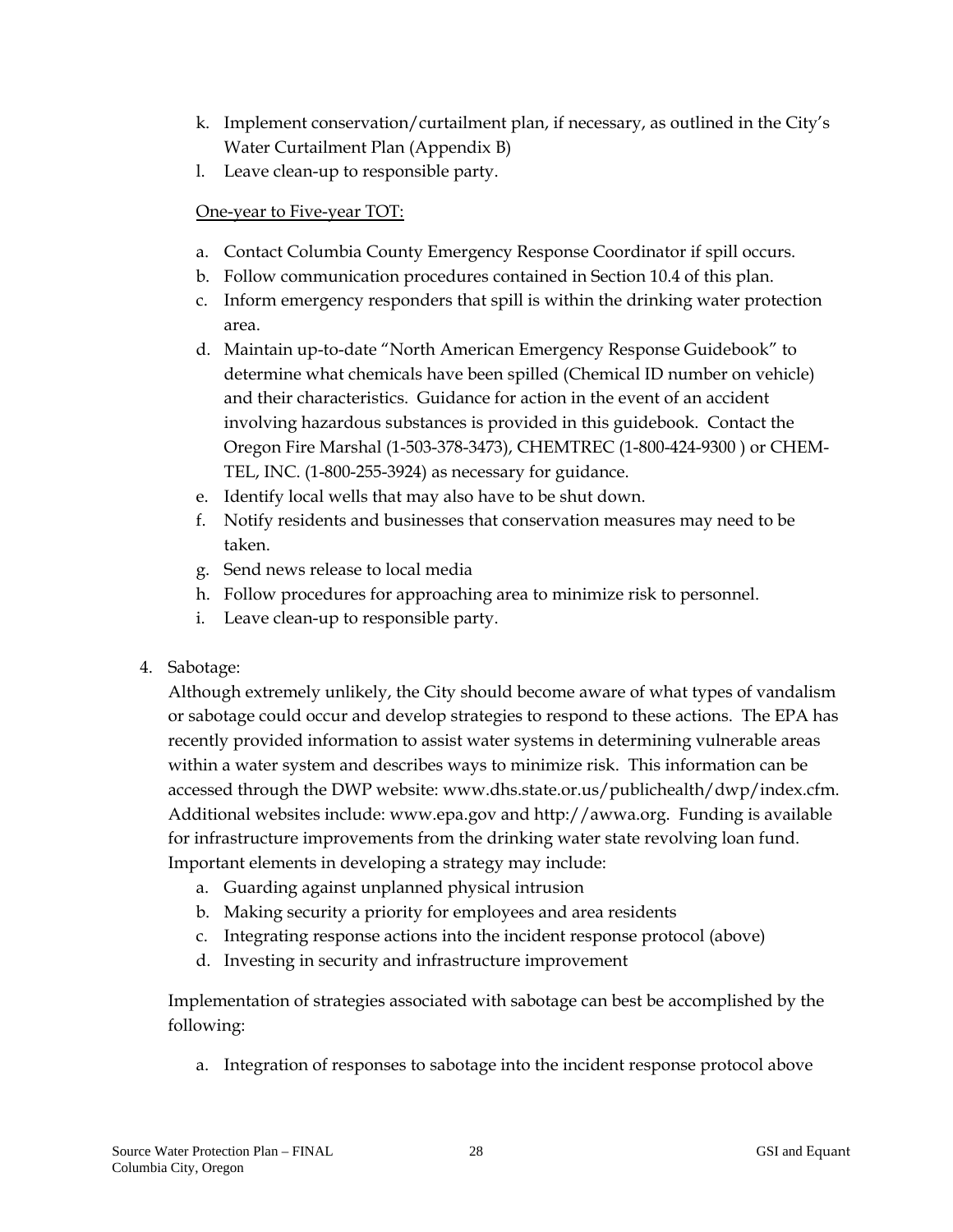k. Implement conservation/curtailment plan, if necessary, as outlined in the City's Water Curtailment Plan (Appendix B)
l. Leave clean-up to responsible party.

<u>One-year to Five-year TOT:</u>

a. Contact Columbia County Emergency Response Coordinator if spill occurs.
b. Follow communication procedures contained in Section 10.4 of this plan.
c. Inform emergency responders that spill is within the drinking water protection area.
d. Maintain up-to-date "North American Emergency Response Guidebook" to determine what chemicals have been spilled (Chemical ID number on vehicle) and their characteristics. Guidance for action in the event of an accident involving hazardous substances is provided in this guidebook. Contact the Oregon Fire Marshal (1-503-378-3473), CHEMTREC (1-800-424-9300 ) or CHEM-TEL, INC. (1-800-255-3924) as necessary for guidance.
e. Identify local wells that may also have to be shut down.
f. Notify residents and businesses that conservation measures may need to be taken.
g. Send news release to local media
h. Follow procedures for approaching area to minimize risk to personnel.
i. Leave clean-up to responsible party.

4. Sabotage:
Although extremely unlikely, the City should become aware of what types of vandalism or sabotage could occur and develop strategies to respond to these actions. The EPA has recently provided information to assist water systems in determining vulnerable areas within a water system and describes ways to minimize risk. This information can be accessed through the DWP website: www.dhs.state.or.us/publichealth/dwp/index.cfm. Additional websites include: www.epa.gov and http://awwa.org. Funding is available for infrastructure improvements from the drinking water state revolving loan fund. Important elements in developing a strategy may include:
    a. Guarding against unplanned physical intrusion
    b. Making security a priority for employees and area residents
    c. Integrating response actions into the incident response protocol (above)
    d. Investing in security and infrastructure improvement

    Implementation of strategies associated with sabotage can best be accomplished by the following:

    a. Integration of responses to sabotage into the incident response protocol above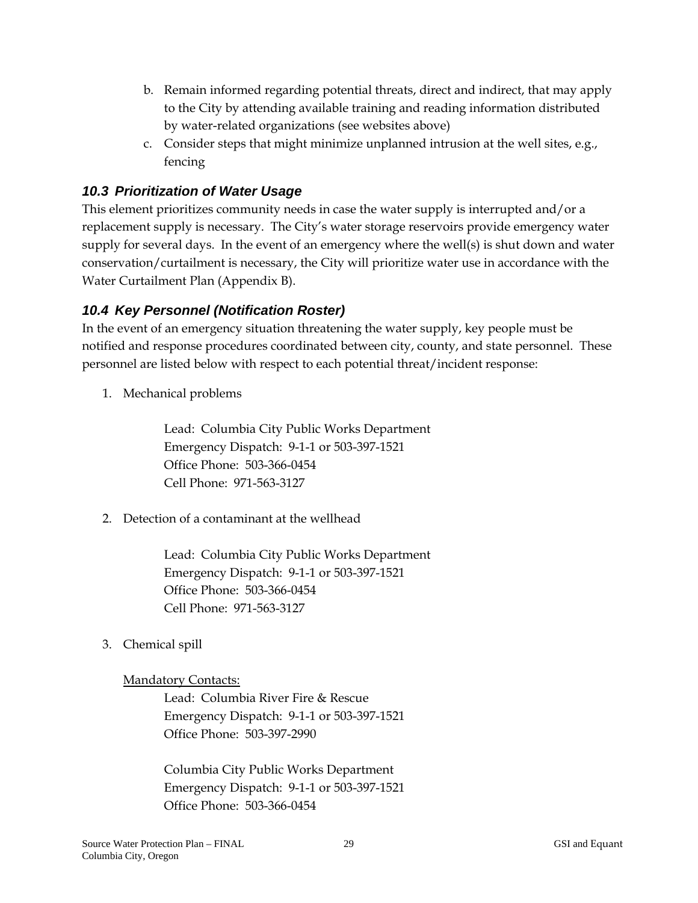b. Remain informed regarding potential threats, direct and indirect, that may apply to the City by attending available training and reading information distributed by water-related organizations (see websites above)
c. Consider steps that might minimize unplanned intrusion at the well sites, e.g., fencing

### *10.3 Prioritization of Water Usage*

This element prioritizes community needs in case the water supply is interrupted and/or a replacement supply is necessary. The City's water storage reservoirs provide emergency water supply for several days. In the event of an emergency where the well(s) is shut down and water conservation/curtailment is necessary, the City will prioritize water use in accordance with the Water Curtailment Plan (Appendix B).

### *10.4 Key Personnel (Notification Roster)*

In the event of an emergency situation threatening the water supply, key people must be notified and response procedures coordinated between city, county, and state personnel. These personnel are listed below with respect to each potential threat/incident response:

1. Mechanical problems

   Lead: Columbia City Public Works Department
   Emergency Dispatch: 9-1-1 or 503-397-1521
   Office Phone: 503-366-0454
   Cell Phone: 971-563-3127

2. Detection of a contaminant at the wellhead

   Lead: Columbia City Public Works Department
   Emergency Dispatch: 9-1-1 or 503-397-1521
   Office Phone: 503-366-0454
   Cell Phone: 971-563-3127

3. Chemical spill

   Mandatory Contacts:

   Lead: Columbia River Fire & Rescue
   Emergency Dispatch: 9-1-1 or 503-397-1521
   Office Phone: 503-397-2990

   Columbia City Public Works Department
   Emergency Dispatch: 9-1-1 or 503-397-1521
   Office Phone: 503-366-0454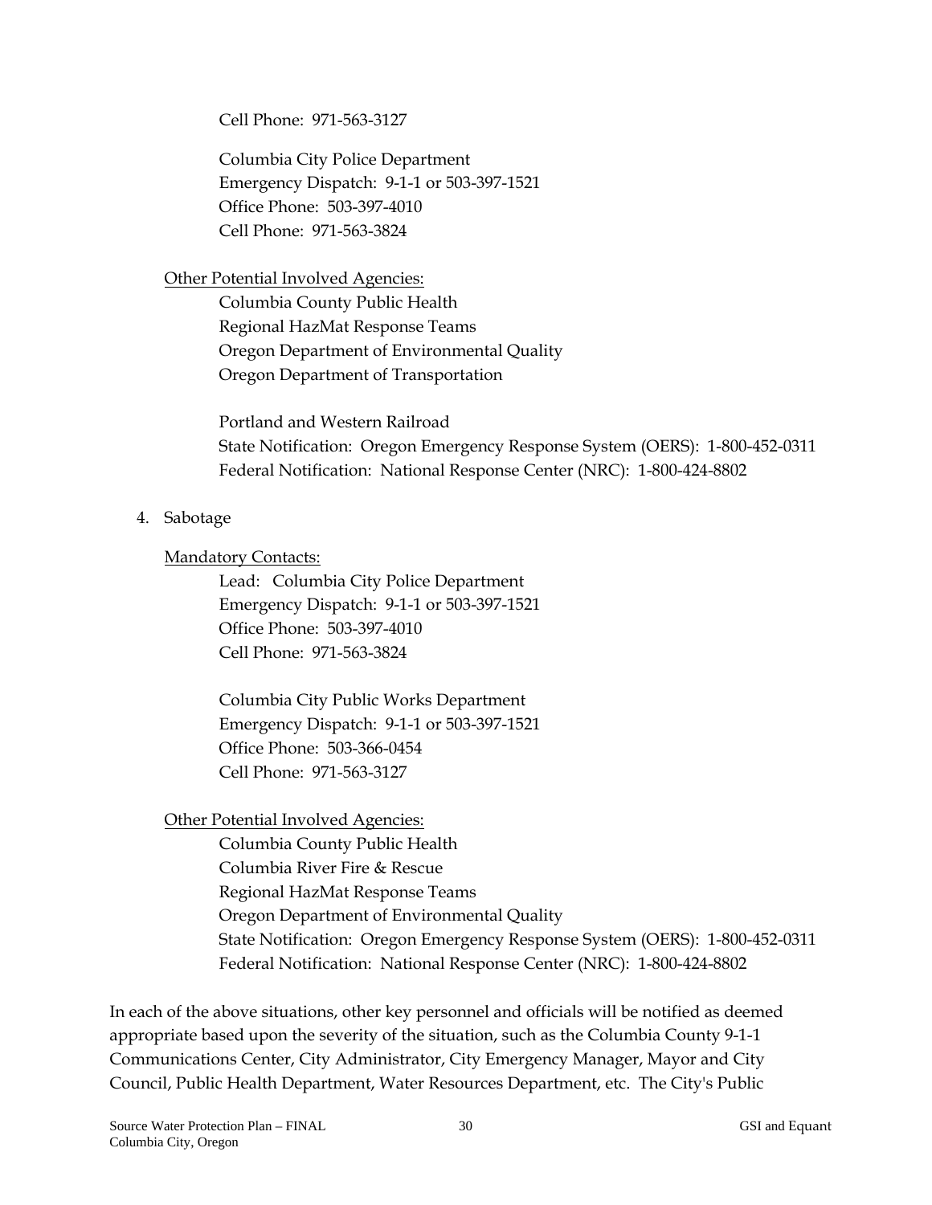Cell Phone: 971-563-3127

Columbia City Police Department
Emergency Dispatch: 9-1-1 or 503-397-1521
Office Phone: 503-397-4010
Cell Phone: 971-563-3824

<u>Other Potential Involved Agencies:</u>

Columbia County Public Health
Regional HazMat Response Teams
Oregon Department of Environmental Quality
Oregon Department of Transportation

Portland and Western Railroad
State Notification: Oregon Emergency Response System (OERS): 1-800-452-0311
Federal Notification: National Response Center (NRC): 1-800-424-8802

4. Sabotage

<u>Mandatory Contacts:</u>

Lead: Columbia City Police Department
Emergency Dispatch: 9-1-1 or 503-397-1521
Office Phone: 503-397-4010
Cell Phone: 971-563-3824

Columbia City Public Works Department
Emergency Dispatch: 9-1-1 or 503-397-1521
Office Phone: 503-366-0454
Cell Phone: 971-563-3127

<u>Other Potential Involved Agencies:</u>

Columbia County Public Health
Columbia River Fire & Rescue
Regional HazMat Response Teams
Oregon Department of Environmental Quality
State Notification: Oregon Emergency Response System (OERS): 1-800-452-0311
Federal Notification: National Response Center (NRC): 1-800-424-8802

In each of the above situations, other key personnel and officials will be notified as deemed appropriate based upon the severity of the situation, such as the Columbia County 9-1-1 Communications Center, City Administrator, City Emergency Manager, Mayor and City Council, Public Health Department, Water Resources Department, etc. The City's Public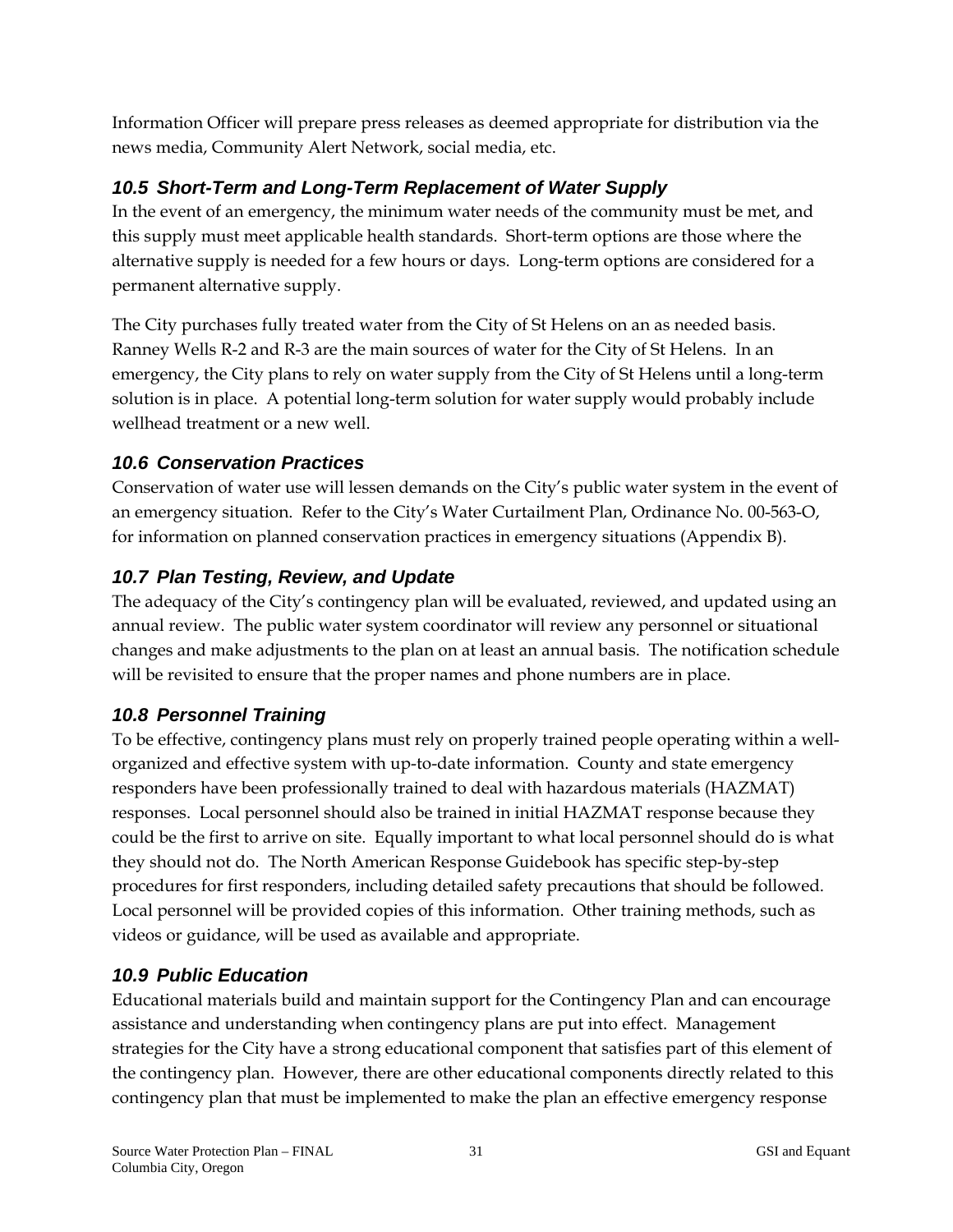Information Officer will prepare press releases as deemed appropriate for distribution via the news media, Community Alert Network, social media, etc.

### *10.5 Short-Term and Long-Term Replacement of Water Supply*

In the event of an emergency, the minimum water needs of the community must be met, and this supply must meet applicable health standards. Short-term options are those where the alternative supply is needed for a few hours or days. Long-term options are considered for a permanent alternative supply.

The City purchases fully treated water from the City of St Helens on an as needed basis. Ranney Wells R-2 and R-3 are the main sources of water for the City of St Helens. In an emergency, the City plans to rely on water supply from the City of St Helens until a long-term solution is in place. A potential long-term solution for water supply would probably include wellhead treatment or a new well.

### *10.6 Conservation Practices*

Conservation of water use will lessen demands on the City's public water system in the event of an emergency situation. Refer to the City's Water Curtailment Plan, Ordinance No. 00-563-O, for information on planned conservation practices in emergency situations (Appendix B).

### *10.7 Plan Testing, Review, and Update*

The adequacy of the City's contingency plan will be evaluated, reviewed, and updated using an annual review. The public water system coordinator will review any personnel or situational changes and make adjustments to the plan on at least an annual basis. The notification schedule will be revisited to ensure that the proper names and phone numbers are in place.

### *10.8 Personnel Training*

To be effective, contingency plans must rely on properly trained people operating within a well-organized and effective system with up-to-date information. County and state emergency responders have been professionally trained to deal with hazardous materials (HAZMAT) responses. Local personnel should also be trained in initial HAZMAT response because they could be the first to arrive on site. Equally important to what local personnel should do is what they should not do. The North American Response Guidebook has specific step-by-step procedures for first responders, including detailed safety precautions that should be followed. Local personnel will be provided copies of this information. Other training methods, such as videos or guidance, will be used as available and appropriate.

### *10.9 Public Education*

Educational materials build and maintain support for the Contingency Plan and can encourage assistance and understanding when contingency plans are put into effect. Management strategies for the City have a strong educational component that satisfies part of this element of the contingency plan. However, there are other educational components directly related to this contingency plan that must be implemented to make the plan an effective emergency response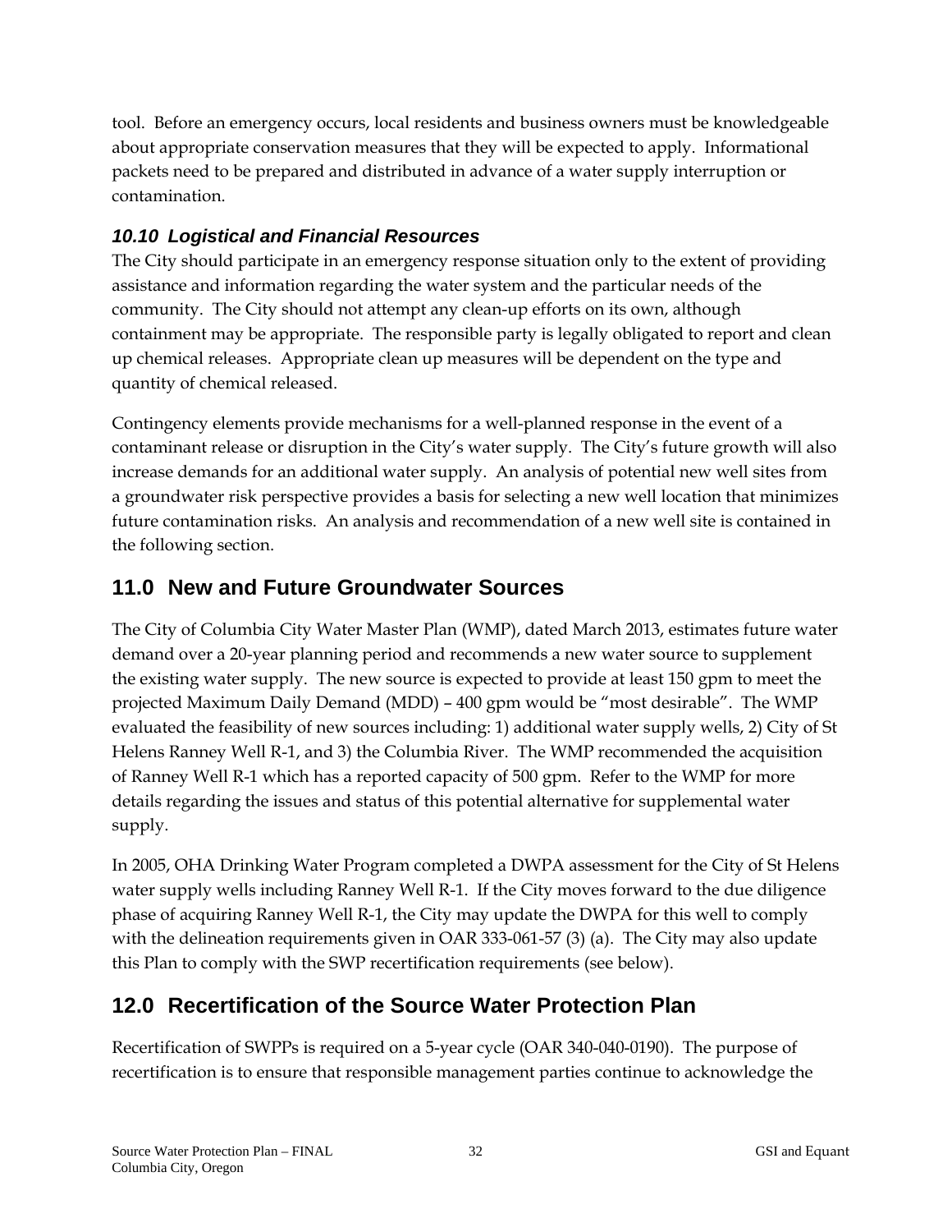tool. Before an emergency occurs, local residents and business owners must be knowledgeable about appropriate conservation measures that they will be expected to apply. Informational packets need to be prepared and distributed in advance of a water supply interruption or contamination.

### *10.10 Logistical and Financial Resources*

The City should participate in an emergency response situation only to the extent of providing assistance and information regarding the water system and the particular needs of the community. The City should not attempt any clean-up efforts on its own, although containment may be appropriate. The responsible party is legally obligated to report and clean up chemical releases. Appropriate clean up measures will be dependent on the type and quantity of chemical released.

Contingency elements provide mechanisms for a well-planned response in the event of a contaminant release or disruption in the City's water supply. The City's future growth will also increase demands for an additional water supply. An analysis of potential new well sites from a groundwater risk perspective provides a basis for selecting a new well location that minimizes future contamination risks. An analysis and recommendation of a new well site is contained in the following section.

## 11.0 New and Future Groundwater Sources

The City of Columbia City Water Master Plan (WMP), dated March 2013, estimates future water demand over a 20-year planning period and recommends a new water source to supplement the existing water supply. The new source is expected to provide at least 150 gpm to meet the projected Maximum Daily Demand (MDD) – 400 gpm would be "most desirable". The WMP evaluated the feasibility of new sources including: 1) additional water supply wells, 2) City of St Helens Ranney Well R-1, and 3) the Columbia River. The WMP recommended the acquisition of Ranney Well R-1 which has a reported capacity of 500 gpm. Refer to the WMP for more details regarding the issues and status of this potential alternative for supplemental water supply.

In 2005, OHA Drinking Water Program completed a DWPA assessment for the City of St Helens water supply wells including Ranney Well R-1. If the City moves forward to the due diligence phase of acquiring Ranney Well R-1, the City may update the DWPA for this well to comply with the delineation requirements given in OAR 333-061-57 (3) (a). The City may also update this Plan to comply with the SWP recertification requirements (see below).

## 12.0 Recertification of the Source Water Protection Plan

Recertification of SWPPs is required on a 5-year cycle (OAR 340-040-0190). The purpose of recertification is to ensure that responsible management parties continue to acknowledge the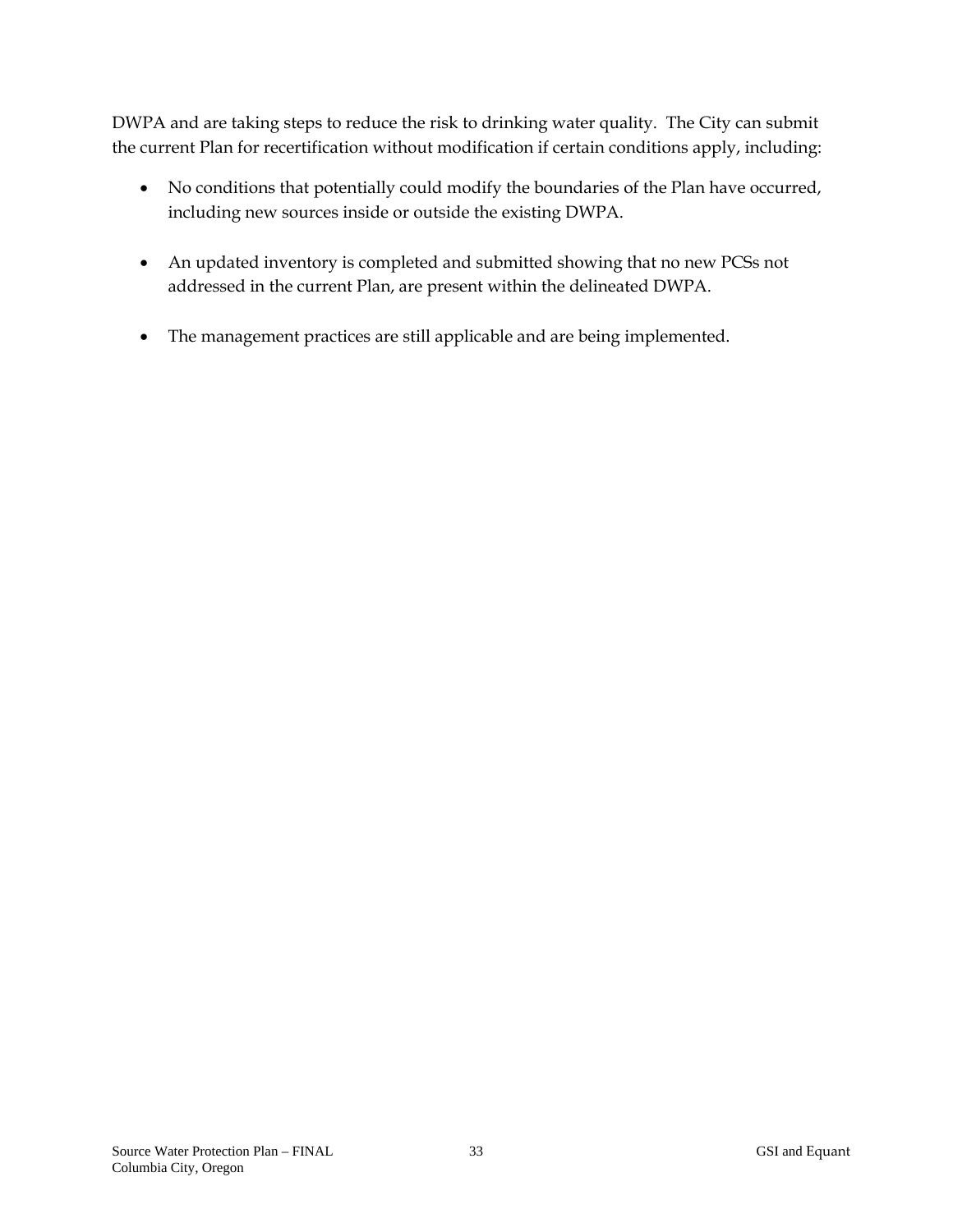DWPA and are taking steps to reduce the risk to drinking water quality. The City can submit the current Plan for recertification without modification if certain conditions apply, including:

- No conditions that potentially could modify the boundaries of the Plan have occurred, including new sources inside or outside the existing DWPA.

- An updated inventory is completed and submitted showing that no new PCSs not addressed in the current Plan, are present within the delineated DWPA.

- The management practices are still applicable and are being implemented.